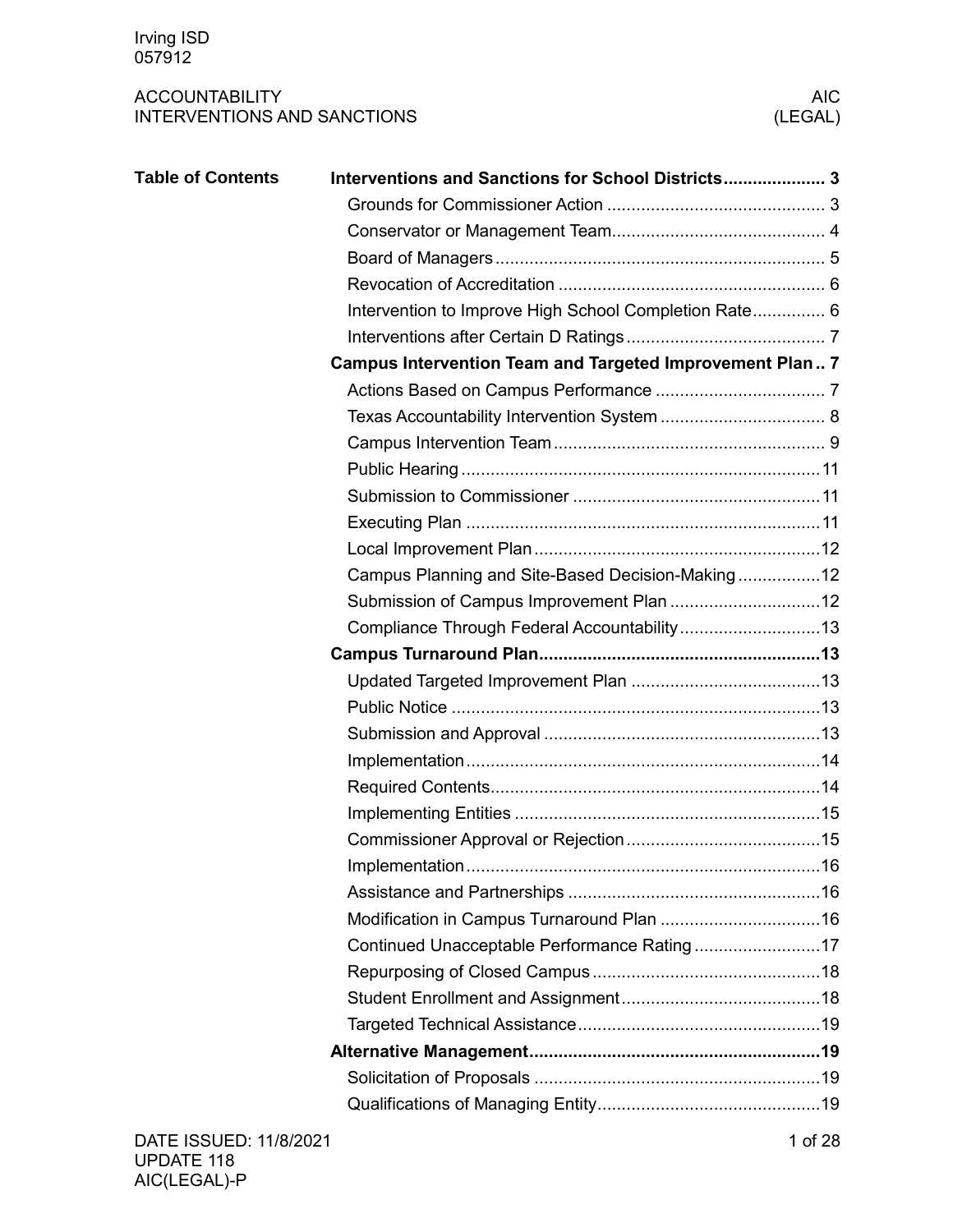Irving ISD
057912

ACCOUNTABILITY
INTERVENTIONS AND SANCTIONS

AIC
(LEGAL)

**Table of Contents**

**Interventions and Sanctions for School Districts** ..................... 3

- Grounds for Commissioner Action ............................................ 3
- Conservator or Management Team............................................ 4
- Board of Managers .................................................................... 5
- Revocation of Accreditation ...................................................... 6
- Intervention to Improve High School Completion Rate............... 6
- Interventions after Certain D Ratings ......................................... 7

**Campus Intervention Team and Targeted Improvement Plan** .. 7

- Actions Based on Campus Performance ................................... 7
- Texas Accountability Intervention System .................................. 8
- Campus Intervention Team ........................................................ 9
- Public Hearing ..........................................................................11
- Submission to Commissioner ...................................................11
- Executing Plan .........................................................................11
- Local Improvement Plan ...........................................................12
- Campus Planning and Site-Based Decision-Making .................12
- Submission of Campus Improvement Plan ...............................12
- Compliance Through Federal Accountability .............................13

**Campus Turnaround Plan** .........................................................13

- Updated Targeted Improvement Plan .......................................13
- Public Notice ............................................................................13
- Submission and Approval .........................................................13
- Implementation .........................................................................14
- Required Contents....................................................................14
- Implementing Entities ...............................................................15
- Commissioner Approval or Rejection ........................................15
- Implementation .........................................................................16
- Assistance and Partnerships ....................................................16
- Modification in Campus Turnaround Plan .................................16
- Continued Unacceptable Performance Rating ..........................17
- Repurposing of Closed Campus ...............................................18
- Student Enrollment and Assignment .........................................18
- Targeted Technical Assistance ..................................................19

**Alternative Management** ............................................................19

- Solicitation of Proposals ...........................................................19
- Qualifications of Managing Entity..............................................19

DATE ISSUED: 11/8/2021
UPDATE 118
AIC(LEGAL)-P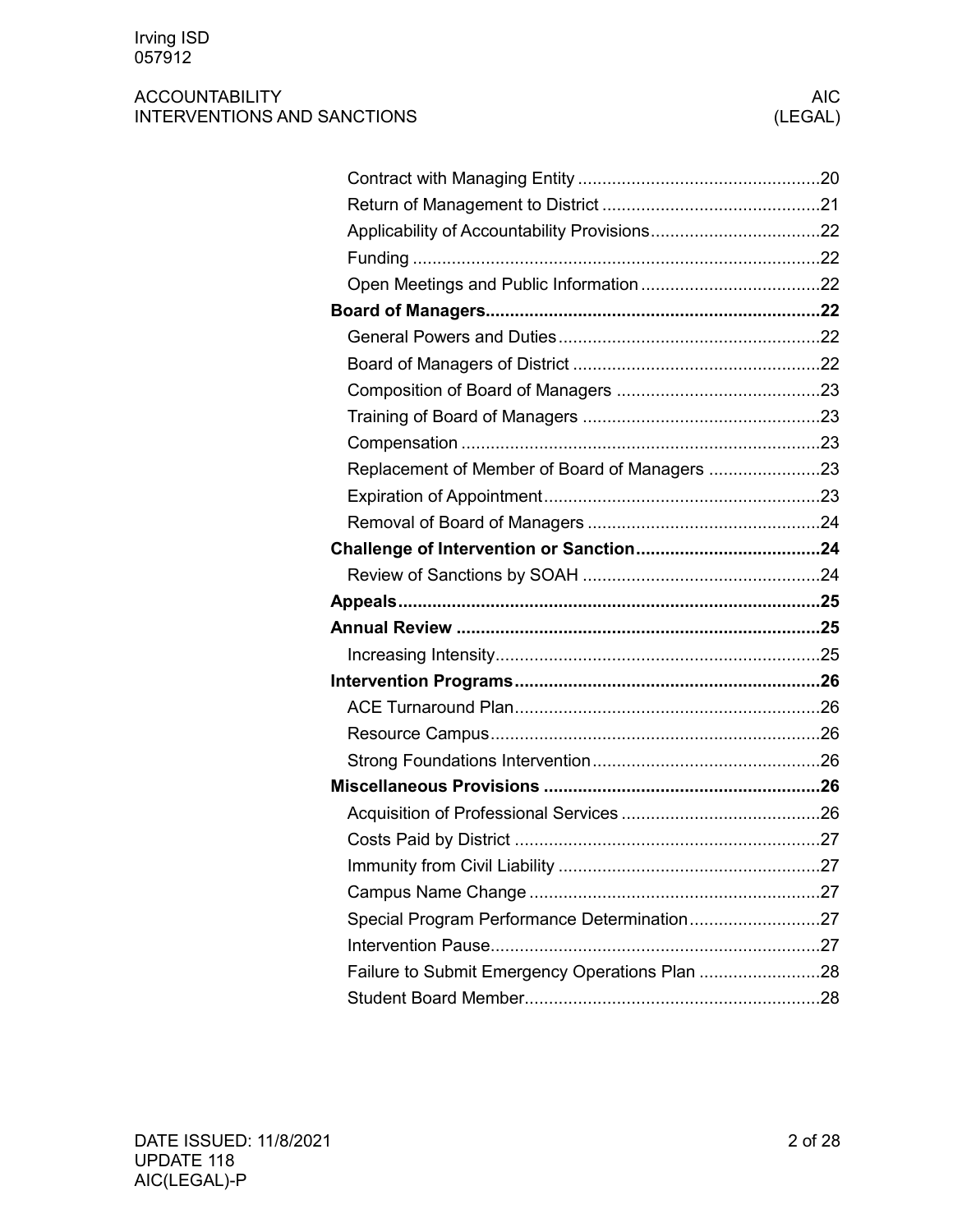| | |
|---|---|
| Contract with Managing Entity | 20 |
| Return of Management to District | 21 |
| Applicability of Accountability Provisions | 22 |
| Funding | 22 |
| Open Meetings and Public Information | 22 |
| **Board of Managers** | **22** |
| General Powers and Duties | 22 |
| Board of Managers of District | 22 |
| Composition of Board of Managers | 23 |
| Training of Board of Managers | 23 |
| Compensation | 23 |
| Replacement of Member of Board of Managers | 23 |
| Expiration of Appointment | 23 |
| Removal of Board of Managers | 24 |
| **Challenge of Intervention or Sanction** | **24** |
| Review of Sanctions by SOAH | 24 |
| **Appeals** | **25** |
| **Annual Review** | **25** |
| Increasing Intensity | 25 |
| **Intervention Programs** | **26** |
| ACE Turnaround Plan | 26 |
| Resource Campus | 26 |
| Strong Foundations Intervention | 26 |
| **Miscellaneous Provisions** | **26** |
| Acquisition of Professional Services | 26 |
| Costs Paid by District | 27 |
| Immunity from Civil Liability | 27 |
| Campus Name Change | 27 |
| Special Program Performance Determination | 27 |
| Intervention Pause | 27 |
| Failure to Submit Emergency Operations Plan | 28 |
| Student Board Member | 28 |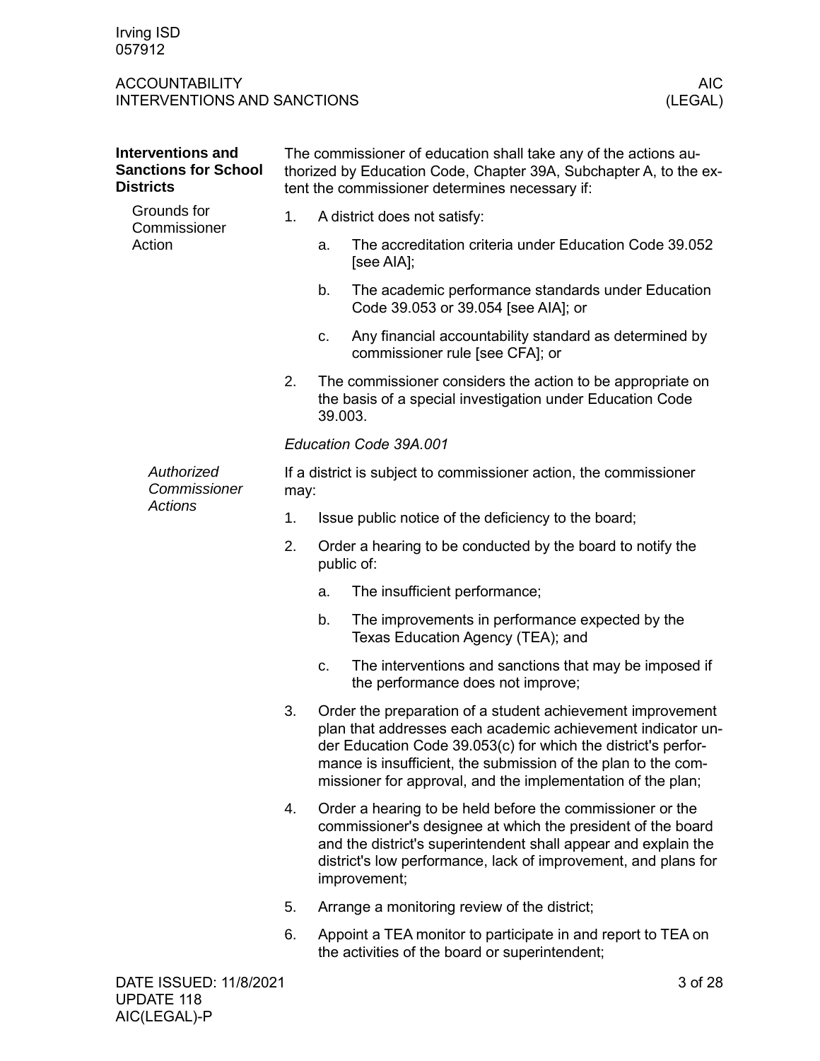## Interventions and Sanctions for School Districts

### Grounds for Commissioner Action

The commissioner of education shall take any of the actions authorized by Education Code, Chapter 39A, Subchapter A, to the extent the commissioner determines necessary if:

1. A district does not satisfy:
   a. The accreditation criteria under Education Code 39.052 [see AIA];
   b. The academic performance standards under Education Code 39.053 or 39.054 [see AIA]; or
   c. Any financial accountability standard as determined by commissioner rule [see CFA]; or
2. The commissioner considers the action to be appropriate on the basis of a special investigation under Education Code 39.003.

*Education Code 39A.001*

#### *Authorized Commissioner Actions*

If a district is subject to commissioner action, the commissioner may:

1. Issue public notice of the deficiency to the board;
2. Order a hearing to be conducted by the board to notify the public of:
   a. The insufficient performance;
   b. The improvements in performance expected by the Texas Education Agency (TEA); and
   c. The interventions and sanctions that may be imposed if the performance does not improve;
3. Order the preparation of a student achievement improvement plan that addresses each academic achievement indicator under Education Code 39.053(c) for which the district's performance is insufficient, the submission of the plan to the commissioner for approval, and the implementation of the plan;
4. Order a hearing to be held before the commissioner or the commissioner's designee at which the president of the board and the district's superintendent shall appear and explain the district's low performance, lack of improvement, and plans for improvement;
5. Arrange a monitoring review of the district;
6. Appoint a TEA monitor to participate in and report to TEA on the activities of the board or superintendent;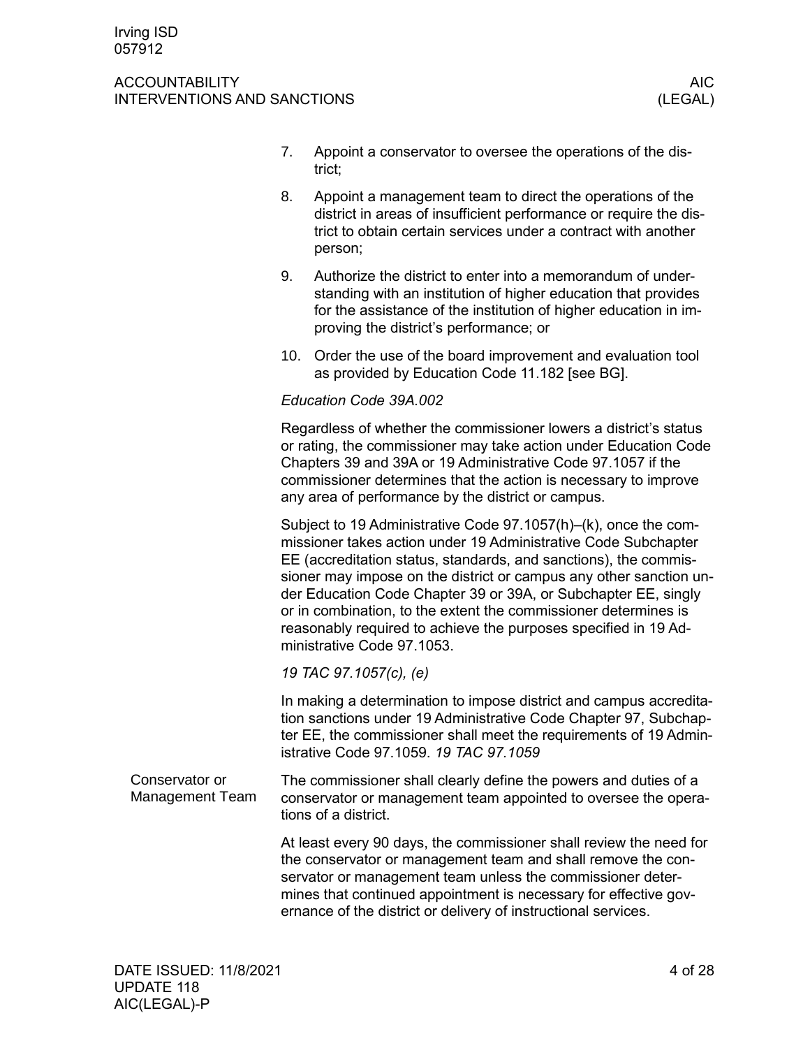7. Appoint a conservator to oversee the operations of the district;
8. Appoint a management team to direct the operations of the district in areas of insufficient performance or require the district to obtain certain services under a contract with another person;
9. Authorize the district to enter into a memorandum of understanding with an institution of higher education that provides for the assistance of the institution of higher education in improving the district's performance; or
10. Order the use of the board improvement and evaluation tool as provided by Education Code 11.182 [see BG].

*Education Code 39A.002*

Regardless of whether the commissioner lowers a district's status or rating, the commissioner may take action under Education Code Chapters 39 and 39A or 19 Administrative Code 97.1057 if the commissioner determines that the action is necessary to improve any area of performance by the district or campus.

Subject to 19 Administrative Code 97.1057(h)–(k), once the commissioner takes action under 19 Administrative Code Subchapter EE (accreditation status, standards, and sanctions), the commissioner may impose on the district or campus any other sanction under Education Code Chapter 39 or 39A, or Subchapter EE, singly or in combination, to the extent the commissioner determines is reasonably required to achieve the purposes specified in 19 Administrative Code 97.1053.

*19 TAC 97.1057(c), (e)*

In making a determination to impose district and campus accreditation sanctions under 19 Administrative Code Chapter 97, Subchapter EE, the commissioner shall meet the requirements of 19 Administrative Code 97.1059. *19 TAC 97.1059*

## Conservator or Management Team

The commissioner shall clearly define the powers and duties of a conservator or management team appointed to oversee the operations of a district.

At least every 90 days, the commissioner shall review the need for the conservator or management team and shall remove the conservator or management team unless the commissioner determines that continued appointment is necessary for effective governance of the district or delivery of instructional services.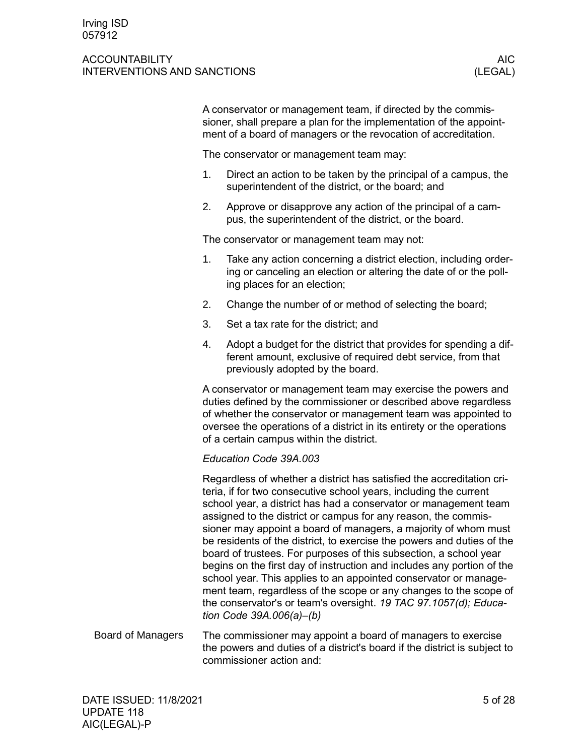A conservator or management team, if directed by the commissioner, shall prepare a plan for the implementation of the appointment of a board of managers or the revocation of accreditation.

The conservator or management team may:

1. Direct an action to be taken by the principal of a campus, the superintendent of the district, or the board; and
2. Approve or disapprove any action of the principal of a campus, the superintendent of the district, or the board.

The conservator or management team may not:

1. Take any action concerning a district election, including ordering or canceling an election or altering the date of or the polling places for an election;
2. Change the number of or method of selecting the board;
3. Set a tax rate for the district; and
4. Adopt a budget for the district that provides for spending a different amount, exclusive of required debt service, from that previously adopted by the board.

A conservator or management team may exercise the powers and duties defined by the commissioner or described above regardless of whether the conservator or management team was appointed to oversee the operations of a district in its entirety or the operations of a certain campus within the district.

*Education Code 39A.003*

Regardless of whether a district has satisfied the accreditation criteria, if for two consecutive school years, including the current school year, a district has had a conservator or management team assigned to the district or campus for any reason, the commissioner may appoint a board of managers, a majority of whom must be residents of the district, to exercise the powers and duties of the board of trustees. For purposes of this subsection, a school year begins on the first day of instruction and includes any portion of the school year. This applies to an appointed conservator or management team, regardless of the scope or any changes to the scope of the conservator's or team's oversight. *19 TAC 97.1057(d); Education Code 39A.006(a)–(b)*

## Board of Managers

The commissioner may appoint a board of managers to exercise the powers and duties of a district's board if the district is subject to commissioner action and: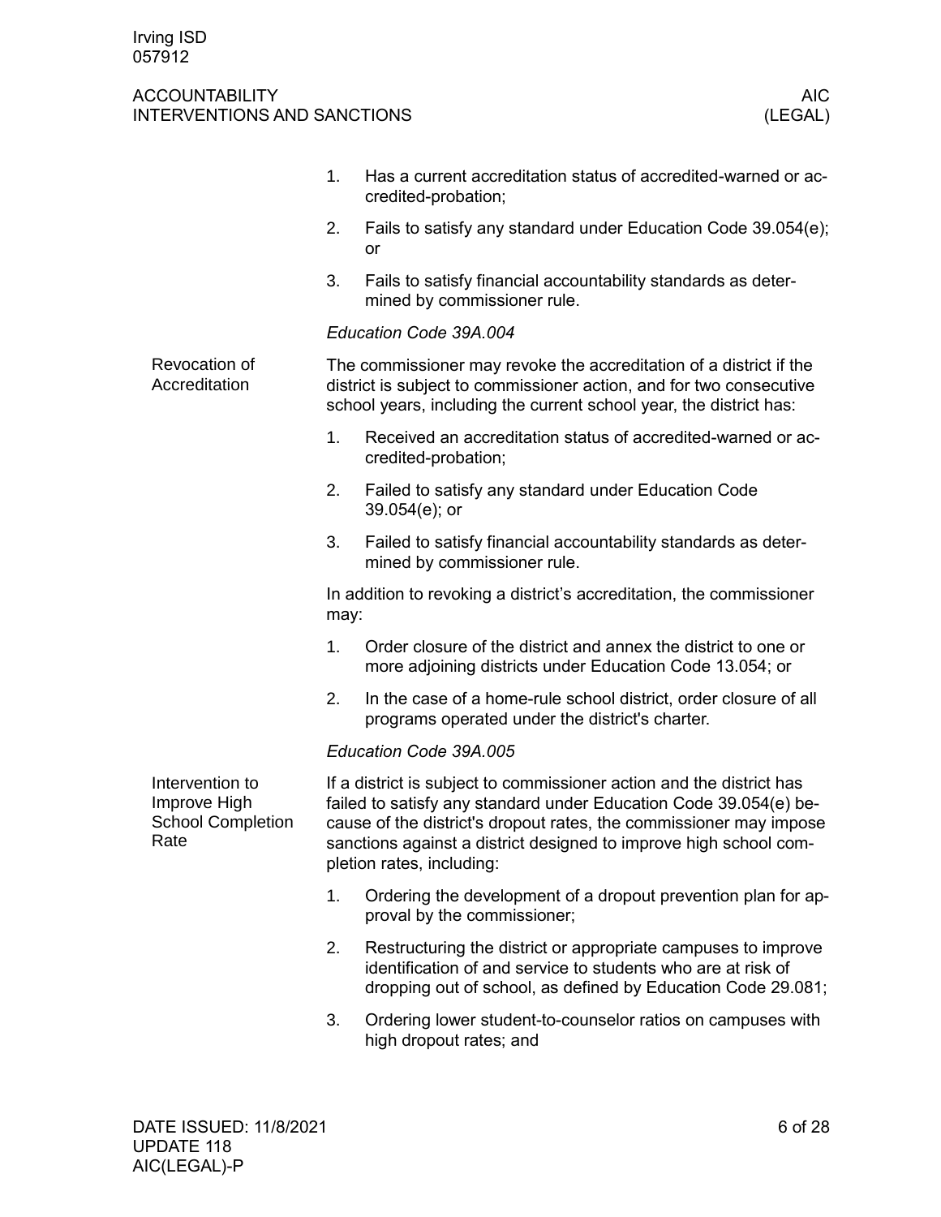1. Has a current accreditation status of accredited-warned or accredited-probation;
2. Fails to satisfy any standard under Education Code 39.054(e); or
3. Fails to satisfy financial accountability standards as determined by commissioner rule.

*Education Code 39A.004*

### Revocation of Accreditation

The commissioner may revoke the accreditation of a district if the district is subject to commissioner action, and for two consecutive school years, including the current school year, the district has:

1. Received an accreditation status of accredited-warned or accredited-probation;
2. Failed to satisfy any standard under Education Code 39.054(e); or
3. Failed to satisfy financial accountability standards as determined by commissioner rule.

In addition to revoking a district's accreditation, the commissioner may:

1. Order closure of the district and annex the district to one or more adjoining districts under Education Code 13.054; or
2. In the case of a home-rule school district, order closure of all programs operated under the district's charter.

*Education Code 39A.005*

### Intervention to Improve High School Completion Rate

If a district is subject to commissioner action and the district has failed to satisfy any standard under Education Code 39.054(e) because of the district's dropout rates, the commissioner may impose sanctions against a district designed to improve high school completion rates, including:

1. Ordering the development of a dropout prevention plan for approval by the commissioner;
2. Restructuring the district or appropriate campuses to improve identification of and service to students who are at risk of dropping out of school, as defined by Education Code 29.081;
3. Ordering lower student-to-counselor ratios on campuses with high dropout rates; and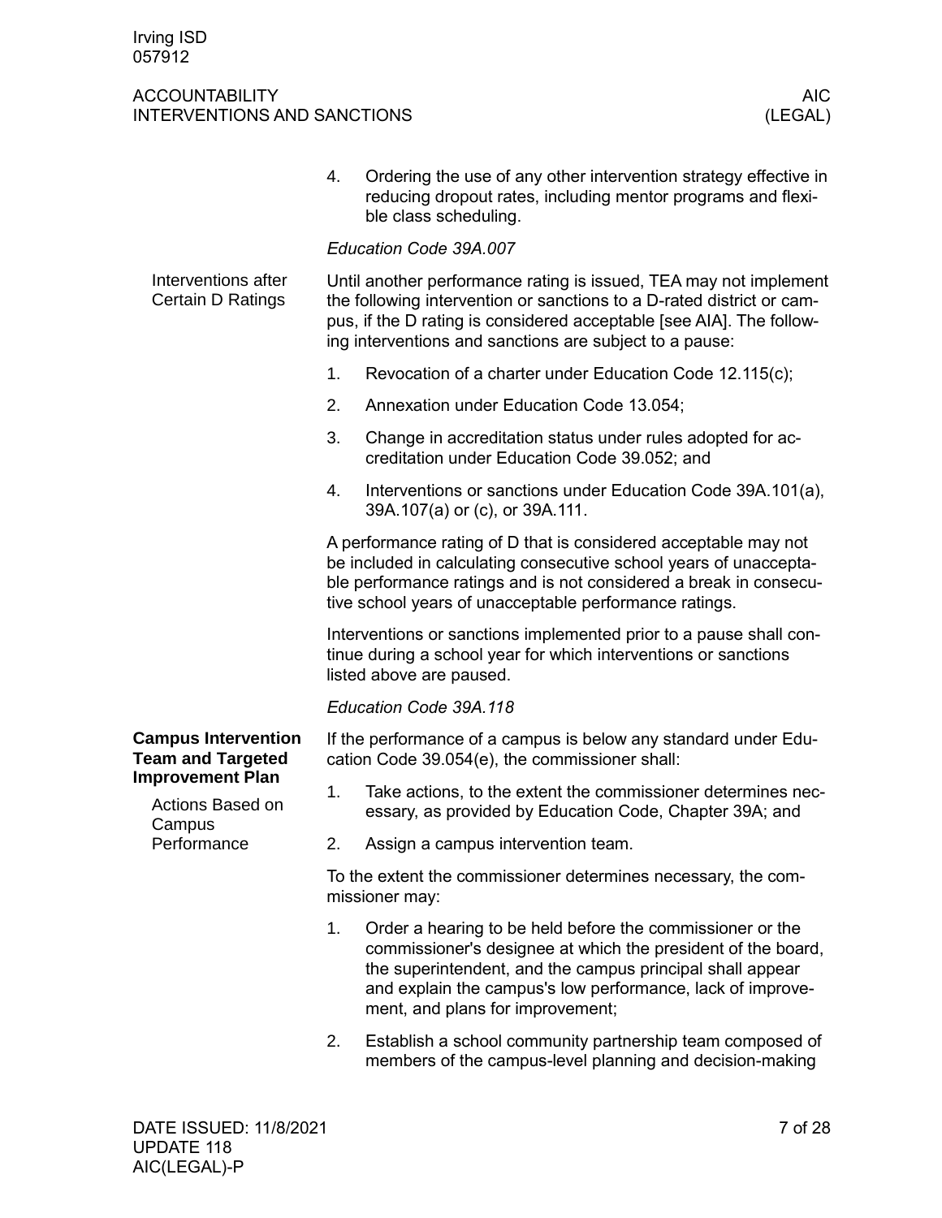4. Ordering the use of any other intervention strategy effective in reducing dropout rates, including mentor programs and flexible class scheduling.

*Education Code 39A.007*

### Interventions after Certain D Ratings

Until another performance rating is issued, TEA may not implement the following intervention or sanctions to a D-rated district or campus, if the D rating is considered acceptable [see AIA]. The following interventions and sanctions are subject to a pause:

1. Revocation of a charter under Education Code 12.115(c);
2. Annexation under Education Code 13.054;
3. Change in accreditation status under rules adopted for accreditation under Education Code 39.052; and
4. Interventions or sanctions under Education Code 39A.101(a), 39A.107(a) or (c), or 39A.111.

A performance rating of D that is considered acceptable may not be included in calculating consecutive school years of unacceptable performance ratings and is not considered a break in consecutive school years of unacceptable performance ratings.

Interventions or sanctions implemented prior to a pause shall continue during a school year for which interventions or sanctions listed above are paused.

*Education Code 39A.118*

## Campus Intervention Team and Targeted Improvement Plan

### Actions Based on Campus Performance

If the performance of a campus is below any standard under Education Code 39.054(e), the commissioner shall:

1. Take actions, to the extent the commissioner determines necessary, as provided by Education Code, Chapter 39A; and
2. Assign a campus intervention team.

To the extent the commissioner determines necessary, the commissioner may:

1. Order a hearing to be held before the commissioner or the commissioner's designee at which the president of the board, the superintendent, and the campus principal shall appear and explain the campus's low performance, lack of improvement, and plans for improvement;
2. Establish a school community partnership team composed of members of the campus-level planning and decision-making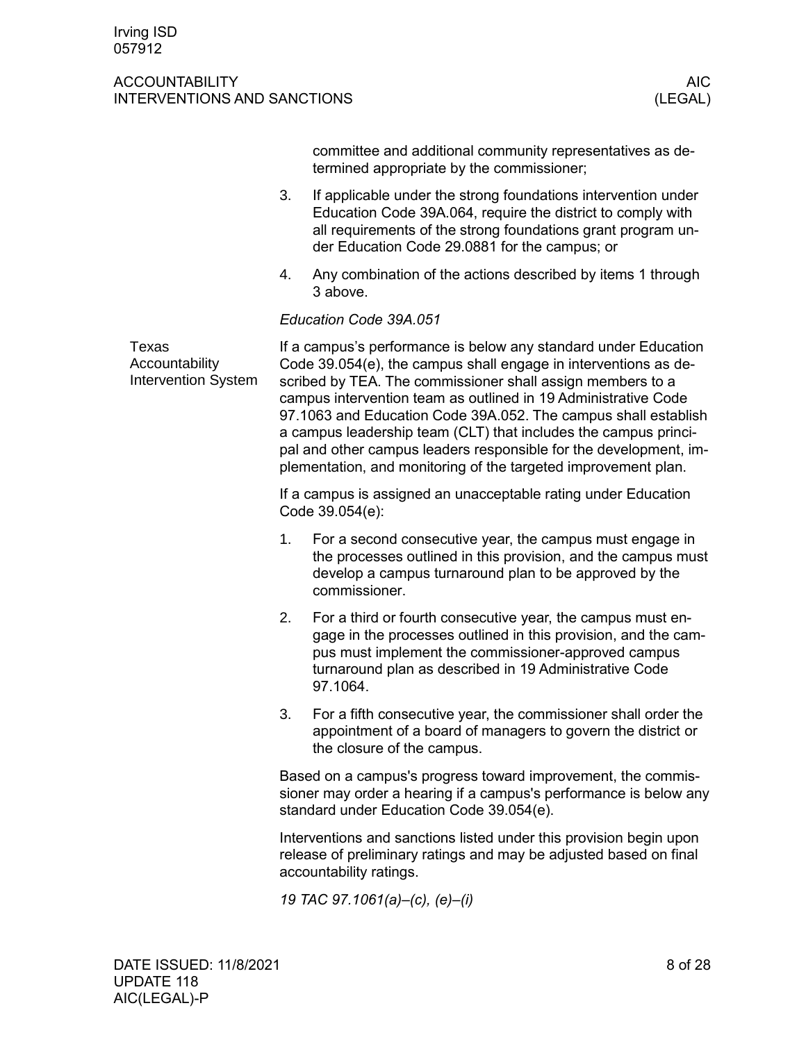committee and additional community representatives as determined appropriate by the commissioner;

3. If applicable under the strong foundations intervention under Education Code 39A.064, require the district to comply with all requirements of the strong foundations grant program under Education Code 29.0881 for the campus; or
4. Any combination of the actions described by items 1 through 3 above.

*Education Code 39A.051*

## Texas Accountability Intervention System

If a campus's performance is below any standard under Education Code 39.054(e), the campus shall engage in interventions as described by TEA. The commissioner shall assign members to a campus intervention team as outlined in 19 Administrative Code 97.1063 and Education Code 39A.052. The campus shall establish a campus leadership team (CLT) that includes the campus principal and other campus leaders responsible for the development, implementation, and monitoring of the targeted improvement plan.

If a campus is assigned an unacceptable rating under Education Code 39.054(e):

1. For a second consecutive year, the campus must engage in the processes outlined in this provision, and the campus must develop a campus turnaround plan to be approved by the commissioner.
2. For a third or fourth consecutive year, the campus must engage in the processes outlined in this provision, and the campus must implement the commissioner-approved campus turnaround plan as described in 19 Administrative Code 97.1064.
3. For a fifth consecutive year, the commissioner shall order the appointment of a board of managers to govern the district or the closure of the campus.

Based on a campus's progress toward improvement, the commissioner may order a hearing if a campus's performance is below any standard under Education Code 39.054(e).

Interventions and sanctions listed under this provision begin upon release of preliminary ratings and may be adjusted based on final accountability ratings.

*19 TAC 97.1061(a)–(c), (e)–(i)*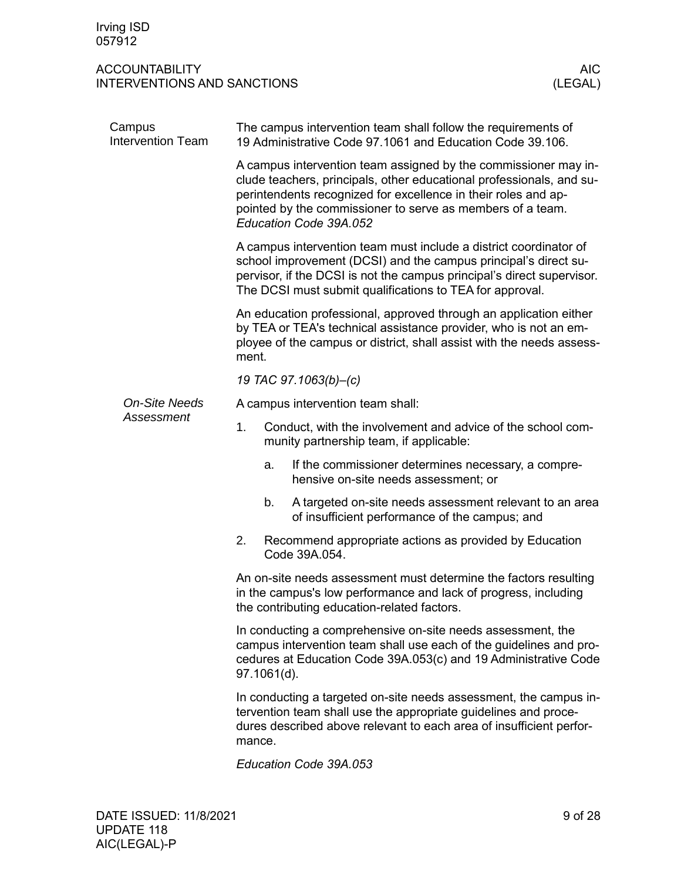## Campus Intervention Team

The campus intervention team shall follow the requirements of 19 Administrative Code 97.1061 and Education Code 39.106.

A campus intervention team assigned by the commissioner may include teachers, principals, other educational professionals, and superintendents recognized for excellence in their roles and appointed by the commissioner to serve as members of a team. *Education Code 39A.052*

A campus intervention team must include a district coordinator of school improvement (DCSI) and the campus principal's direct supervisor, if the DCSI is not the campus principal's direct supervisor. The DCSI must submit qualifications to TEA for approval.

An education professional, approved through an application either by TEA or TEA's technical assistance provider, who is not an employee of the campus or district, shall assist with the needs assessment.

*19 TAC 97.1063(b)–(c)*

### *On-Site Needs Assessment*

A campus intervention team shall:

1. Conduct, with the involvement and advice of the school community partnership team, if applicable:
   a. If the commissioner determines necessary, a comprehensive on-site needs assessment; or
   b. A targeted on-site needs assessment relevant to an area of insufficient performance of the campus; and
2. Recommend appropriate actions as provided by Education Code 39A.054.

An on-site needs assessment must determine the factors resulting in the campus's low performance and lack of progress, including the contributing education-related factors.

In conducting a comprehensive on-site needs assessment, the campus intervention team shall use each of the guidelines and procedures at Education Code 39A.053(c) and 19 Administrative Code 97.1061(d).

In conducting a targeted on-site needs assessment, the campus intervention team shall use the appropriate guidelines and procedures described above relevant to each area of insufficient performance.

*Education Code 39A.053*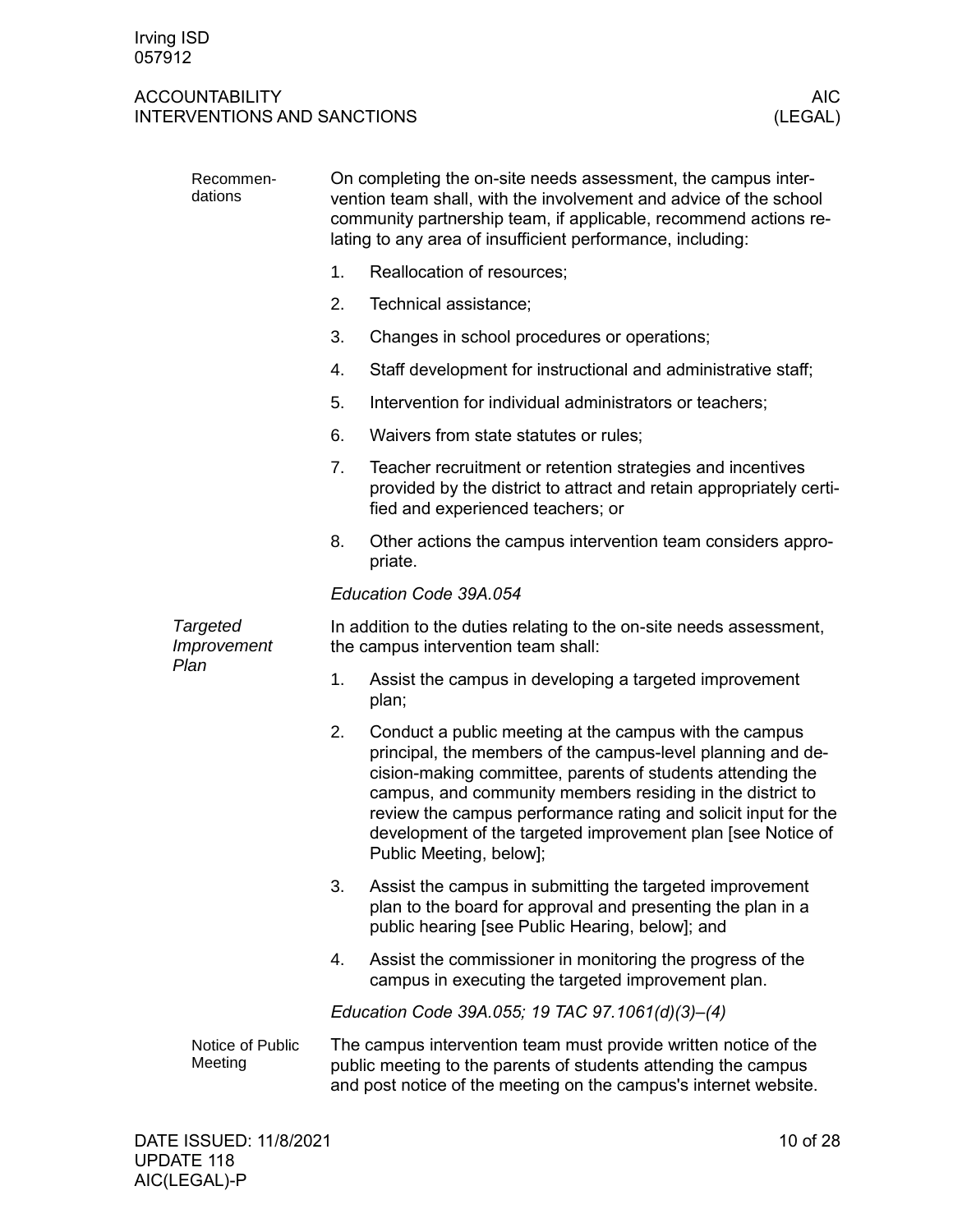### Recommendations

On completing the on-site needs assessment, the campus intervention team shall, with the involvement and advice of the school community partnership team, if applicable, recommend actions relating to any area of insufficient performance, including:

1. Reallocation of resources;
2. Technical assistance;
3. Changes in school procedures or operations;
4. Staff development for instructional and administrative staff;
5. Intervention for individual administrators or teachers;
6. Waivers from state statutes or rules;
7. Teacher recruitment or retention strategies and incentives provided by the district to attract and retain appropriately certified and experienced teachers; or
8. Other actions the campus intervention team considers appropriate.

*Education Code 39A.054*

## *Targeted Improvement Plan*

In addition to the duties relating to the on-site needs assessment, the campus intervention team shall:

1. Assist the campus in developing a targeted improvement plan;
2. Conduct a public meeting at the campus with the campus principal, the members of the campus-level planning and decision-making committee, parents of students attending the campus, and community members residing in the district to review the campus performance rating and solicit input for the development of the targeted improvement plan [see Notice of Public Meeting, below];
3. Assist the campus in submitting the targeted improvement plan to the board for approval and presenting the plan in a public hearing [see Public Hearing, below]; and
4. Assist the commissioner in monitoring the progress of the campus in executing the targeted improvement plan.

*Education Code 39A.055; 19 TAC 97.1061(d)(3)–(4)*

### Notice of Public Meeting

The campus intervention team must provide written notice of the public meeting to the parents of students attending the campus and post notice of the meeting on the campus's internet website.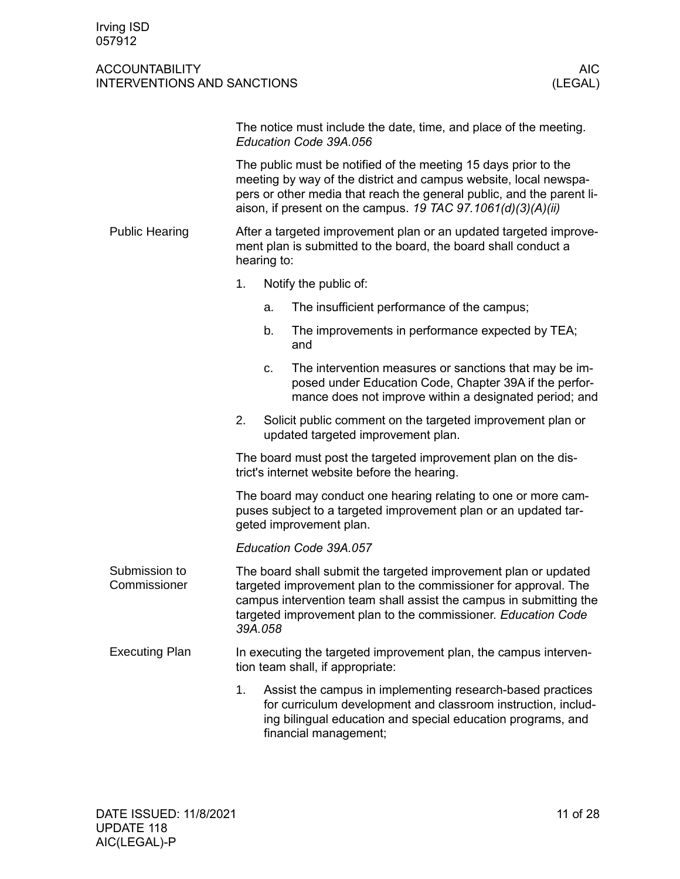The notice must include the date, time, and place of the meeting. *Education Code 39A.056*

The public must be notified of the meeting 15 days prior to the meeting by way of the district and campus website, local newspapers or other media that reach the general public, and the parent liaison, if present on the campus. *19 TAC 97.1061(d)(3)(A)(ii)*

### Public Hearing

After a targeted improvement plan or an updated targeted improvement plan is submitted to the board, the board shall conduct a hearing to:

1. Notify the public of:
   a. The insufficient performance of the campus;
   b. The improvements in performance expected by TEA; and
   c. The intervention measures or sanctions that may be imposed under Education Code, Chapter 39A if the performance does not improve within a designated period; and
2. Solicit public comment on the targeted improvement plan or updated targeted improvement plan.

The board must post the targeted improvement plan on the district's internet website before the hearing.

The board may conduct one hearing relating to one or more campuses subject to a targeted improvement plan or an updated targeted improvement plan.

*Education Code 39A.057*

### Submission to Commissioner

The board shall submit the targeted improvement plan or updated targeted improvement plan to the commissioner for approval. The campus intervention team shall assist the campus in submitting the targeted improvement plan to the commissioner. *Education Code 39A.058*

### Executing Plan

In executing the targeted improvement plan, the campus intervention team shall, if appropriate:

1. Assist the campus in implementing research-based practices for curriculum development and classroom instruction, including bilingual education and special education programs, and financial management;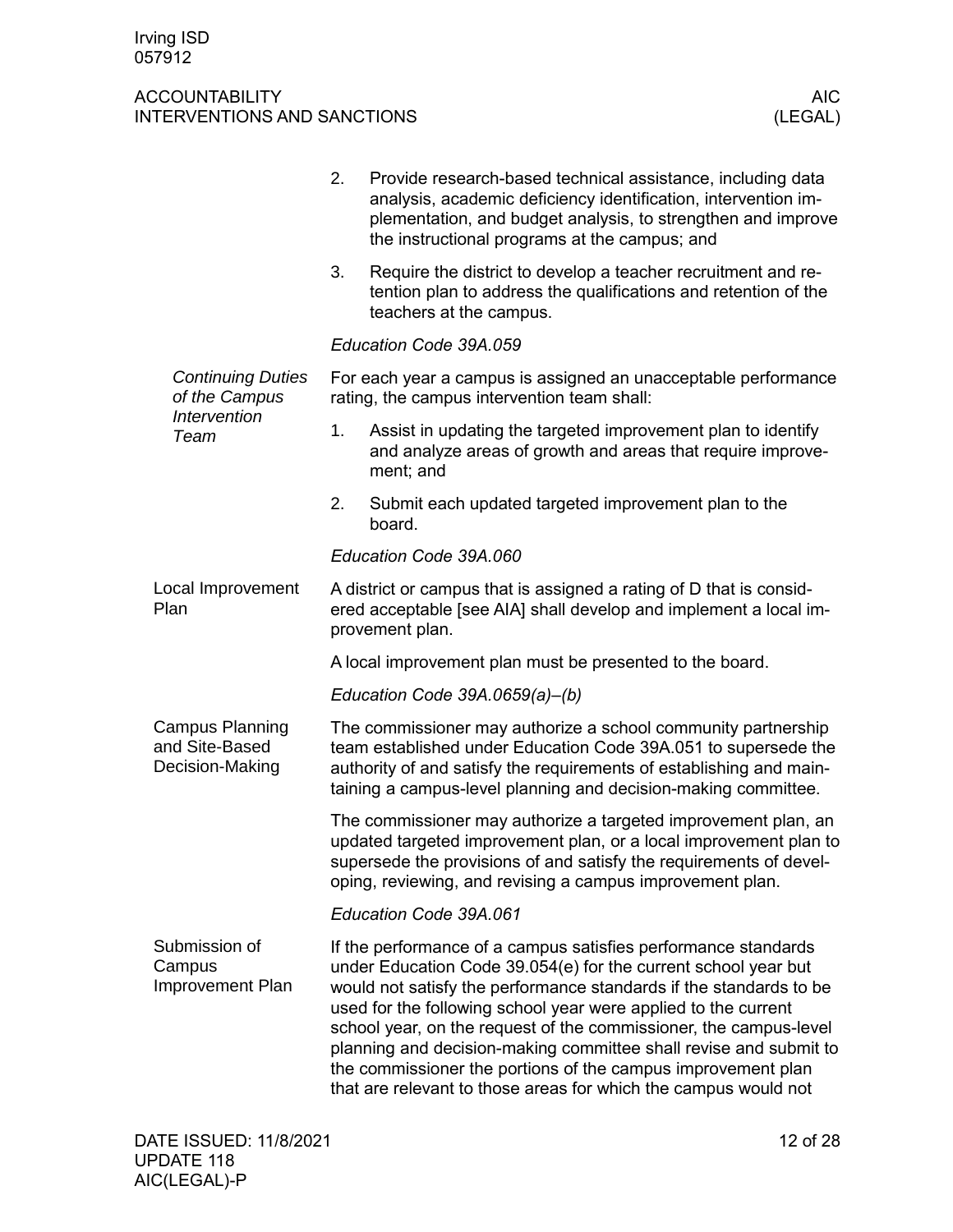2. Provide research-based technical assistance, including data analysis, academic deficiency identification, intervention implementation, and budget analysis, to strengthen and improve the instructional programs at the campus; and
3. Require the district to develop a teacher recruitment and retention plan to address the qualifications and retention of the teachers at the campus.

*Education Code 39A.059*

#### *Continuing Duties of the Campus Intervention Team*

For each year a campus is assigned an unacceptable performance rating, the campus intervention team shall:

1. Assist in updating the targeted improvement plan to identify and analyze areas of growth and areas that require improvement; and
2. Submit each updated targeted improvement plan to the board.

*Education Code 39A.060*

### Local Improvement Plan

A district or campus that is assigned a rating of D that is considered acceptable [see AIA] shall develop and implement a local improvement plan.

A local improvement plan must be presented to the board.

*Education Code 39A.0659(a)–(b)*

### Campus Planning and Site-Based Decision-Making

The commissioner may authorize a school community partnership team established under Education Code 39A.051 to supersede the authority of and satisfy the requirements of establishing and maintaining a campus-level planning and decision-making committee.

The commissioner may authorize a targeted improvement plan, an updated targeted improvement plan, or a local improvement plan to supersede the provisions of and satisfy the requirements of developing, reviewing, and revising a campus improvement plan.

*Education Code 39A.061*

### Submission of Campus Improvement Plan

If the performance of a campus satisfies performance standards under Education Code 39.054(e) for the current school year but would not satisfy the performance standards if the standards to be used for the following school year were applied to the current school year, on the request of the commissioner, the campus-level planning and decision-making committee shall revise and submit to the commissioner the portions of the campus improvement plan that are relevant to those areas for which the campus would not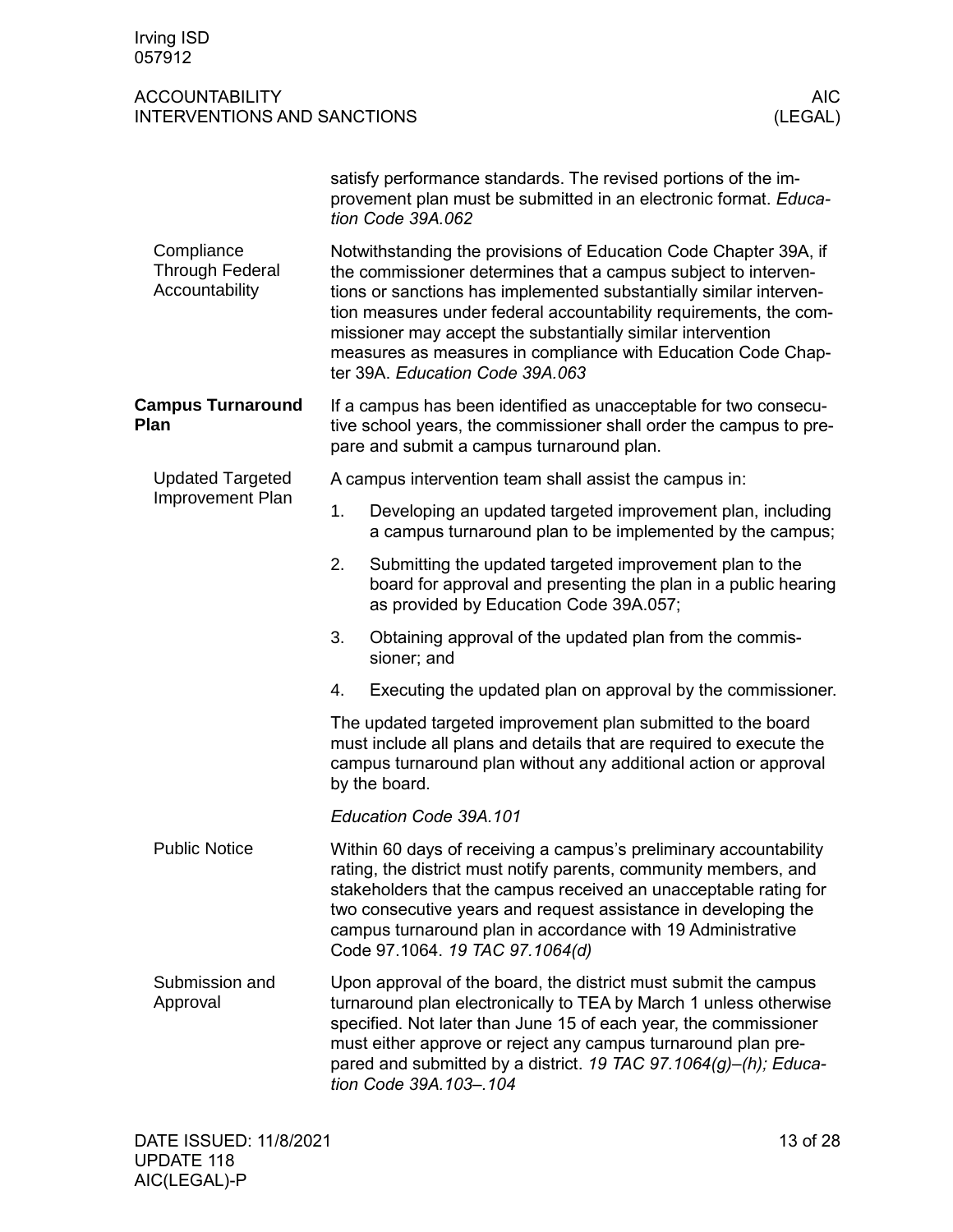satisfy performance standards. The revised portions of the improvement plan must be submitted in an electronic format. *Education Code 39A.062*

### Compliance Through Federal Accountability

Notwithstanding the provisions of Education Code Chapter 39A, if the commissioner determines that a campus subject to interventions or sanctions has implemented substantially similar intervention measures under federal accountability requirements, the commissioner may accept the substantially similar intervention measures as measures in compliance with Education Code Chapter 39A. *Education Code 39A.063*

## Campus Turnaround Plan

If a campus has been identified as unacceptable for two consecutive school years, the commissioner shall order the campus to prepare and submit a campus turnaround plan.

### Updated Targeted Improvement Plan

A campus intervention team shall assist the campus in:

1. Developing an updated targeted improvement plan, including a campus turnaround plan to be implemented by the campus;
2. Submitting the updated targeted improvement plan to the board for approval and presenting the plan in a public hearing as provided by Education Code 39A.057;
3. Obtaining approval of the updated plan from the commissioner; and
4. Executing the updated plan on approval by the commissioner.

The updated targeted improvement plan submitted to the board must include all plans and details that are required to execute the campus turnaround plan without any additional action or approval by the board.

*Education Code 39A.101*

### Public Notice

Within 60 days of receiving a campus's preliminary accountability rating, the district must notify parents, community members, and stakeholders that the campus received an unacceptable rating for two consecutive years and request assistance in developing the campus turnaround plan in accordance with 19 Administrative Code 97.1064. *19 TAC 97.1064(d)*

### Submission and Approval

Upon approval of the board, the district must submit the campus turnaround plan electronically to TEA by March 1 unless otherwise specified. Not later than June 15 of each year, the commissioner must either approve or reject any campus turnaround plan prepared and submitted by a district. *19 TAC 97.1064(g)–(h); Education Code 39A.103–.104*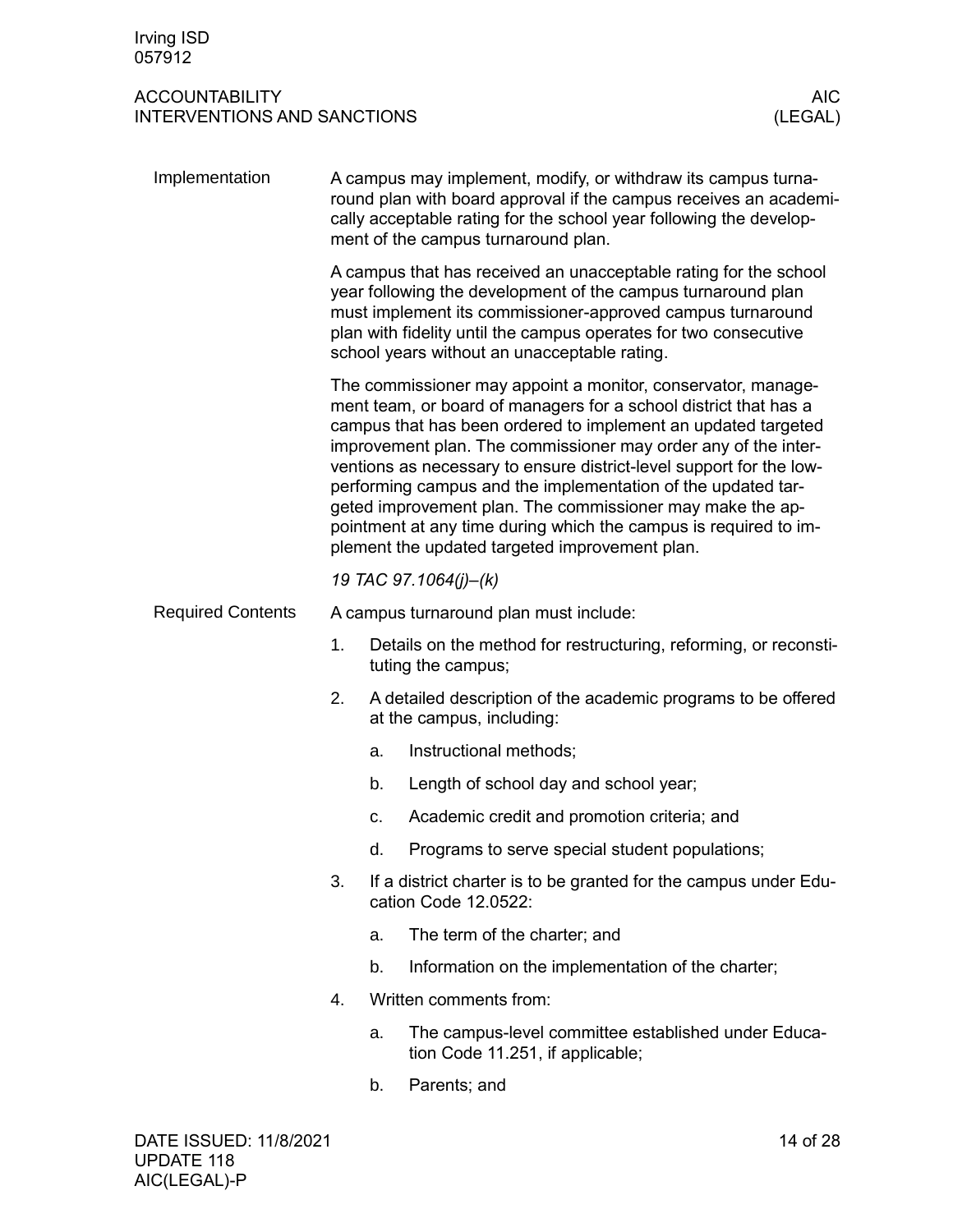### Implementation

A campus may implement, modify, or withdraw its campus turnaround plan with board approval if the campus receives an academically acceptable rating for the school year following the development of the campus turnaround plan.

A campus that has received an unacceptable rating for the school year following the development of the campus turnaround plan must implement its commissioner-approved campus turnaround plan with fidelity until the campus operates for two consecutive school years without an unacceptable rating.

The commissioner may appoint a monitor, conservator, management team, or board of managers for a school district that has a campus that has been ordered to implement an updated targeted improvement plan. The commissioner may order any of the interventions as necessary to ensure district-level support for the low-performing campus and the implementation of the updated targeted improvement plan. The commissioner may make the appointment at any time during which the campus is required to implement the updated targeted improvement plan.

*19 TAC 97.1064(j)–(k)*

### Required Contents

A campus turnaround plan must include:

1. Details on the method for restructuring, reforming, or reconstituting the campus;
2. A detailed description of the academic programs to be offered at the campus, including:
    a. Instructional methods;
    b. Length of school day and school year;
    c. Academic credit and promotion criteria; and
    d. Programs to serve special student populations;
3. If a district charter is to be granted for the campus under Education Code 12.0522:
    a. The term of the charter; and
    b. Information on the implementation of the charter;
4. Written comments from:
    a. The campus-level committee established under Education Code 11.251, if applicable;
    b. Parents; and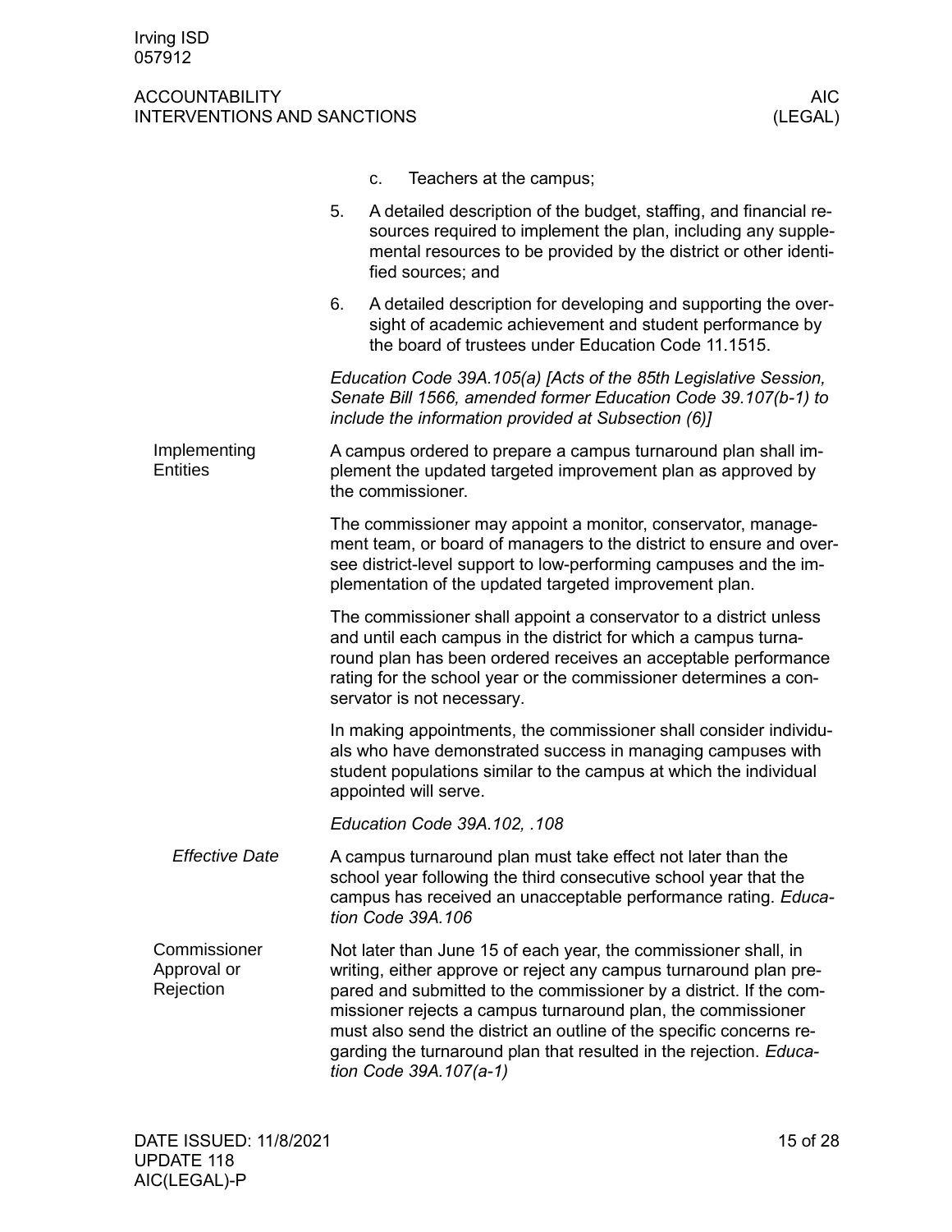c. Teachers at the campus;

5. A detailed description of the budget, staffing, and financial resources required to implement the plan, including any supplemental resources to be provided by the district or other identified sources; and

6. A detailed description for developing and supporting the oversight of academic achievement and student performance by the board of trustees under Education Code 11.1515.

*Education Code 39A.105(a) [Acts of the 85th Legislative Session, Senate Bill 1566, amended former Education Code 39.107(b-1) to include the information provided at Subsection (6)]*

## Implementing Entities

A campus ordered to prepare a campus turnaround plan shall implement the updated targeted improvement plan as approved by the commissioner.

The commissioner may appoint a monitor, conservator, management team, or board of managers to the district to ensure and oversee district-level support to low-performing campuses and the implementation of the updated targeted improvement plan.

The commissioner shall appoint a conservator to a district unless and until each campus in the district for which a campus turnaround plan has been ordered receives an acceptable performance rating for the school year or the commissioner determines a conservator is not necessary.

In making appointments, the commissioner shall consider individuals who have demonstrated success in managing campuses with student populations similar to the campus at which the individual appointed will serve.

*Education Code 39A.102, .108*

### *Effective Date*

A campus turnaround plan must take effect not later than the school year following the third consecutive school year that the campus has received an unacceptable performance rating. *Education Code 39A.106*

## Commissioner Approval or Rejection

Not later than June 15 of each year, the commissioner shall, in writing, either approve or reject any campus turnaround plan prepared and submitted to the commissioner by a district. If the commissioner rejects a campus turnaround plan, the commissioner must also send the district an outline of the specific concerns regarding the turnaround plan that resulted in the rejection. *Education Code 39A.107(a-1)*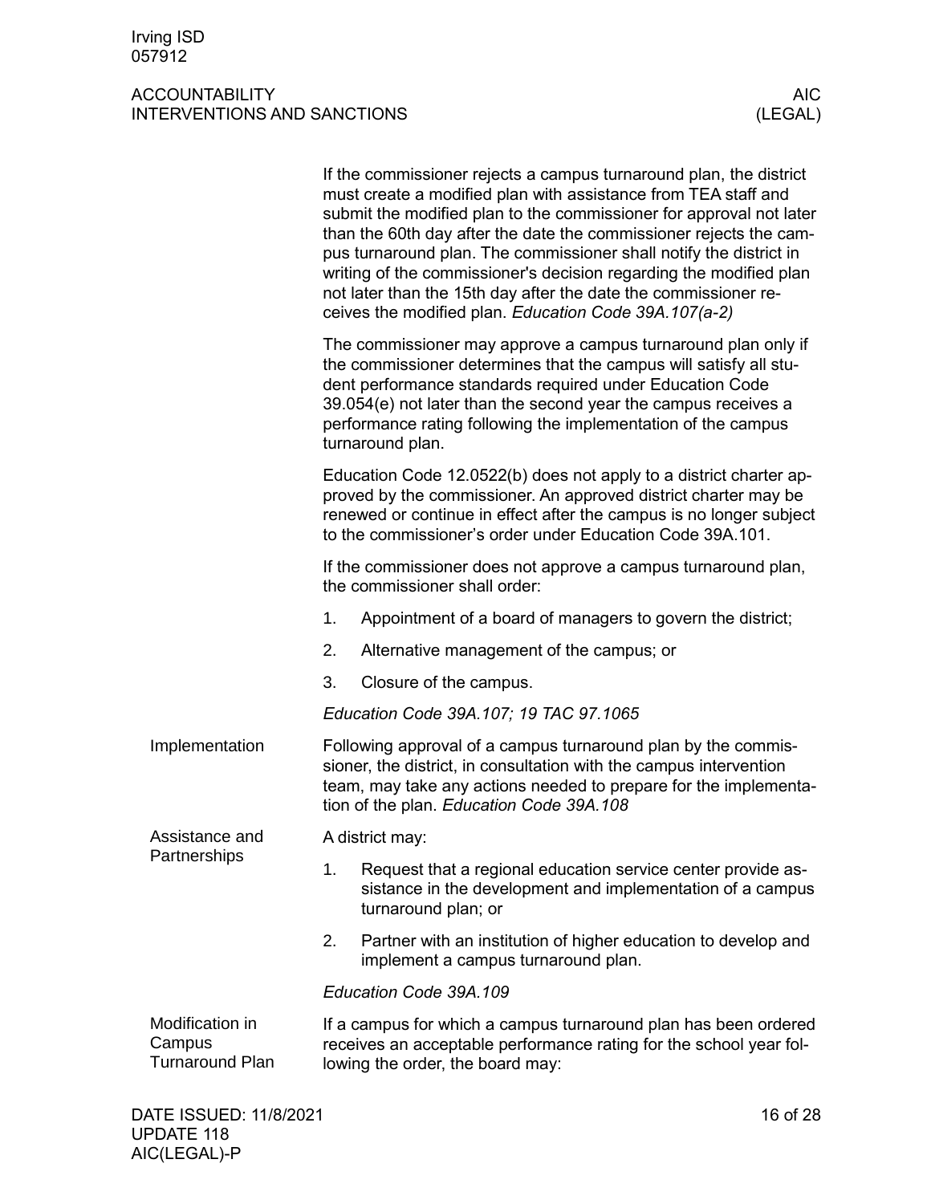If the commissioner rejects a campus turnaround plan, the district must create a modified plan with assistance from TEA staff and submit the modified plan to the commissioner for approval not later than the 60th day after the date the commissioner rejects the campus turnaround plan. The commissioner shall notify the district in writing of the commissioner's decision regarding the modified plan not later than the 15th day after the date the commissioner receives the modified plan. *Education Code 39A.107(a-2)*

The commissioner may approve a campus turnaround plan only if the commissioner determines that the campus will satisfy all student performance standards required under Education Code 39.054(e) not later than the second year the campus receives a performance rating following the implementation of the campus turnaround plan.

Education Code 12.0522(b) does not apply to a district charter approved by the commissioner. An approved district charter may be renewed or continue in effect after the campus is no longer subject to the commissioner's order under Education Code 39A.101.

If the commissioner does not approve a campus turnaround plan, the commissioner shall order:

1. Appointment of a board of managers to govern the district;
2. Alternative management of the campus; or
3. Closure of the campus.

*Education Code 39A.107; 19 TAC 97.1065*

### Implementation

Following approval of a campus turnaround plan by the commissioner, the district, in consultation with the campus intervention team, may take any actions needed to prepare for the implementation of the plan. *Education Code 39A.108*

### Assistance and Partnerships

A district may:

1. Request that a regional education service center provide assistance in the development and implementation of a campus turnaround plan; or
2. Partner with an institution of higher education to develop and implement a campus turnaround plan.

*Education Code 39A.109*

### Modification in Campus Turnaround Plan

If a campus for which a campus turnaround plan has been ordered receives an acceptable performance rating for the school year following the order, the board may: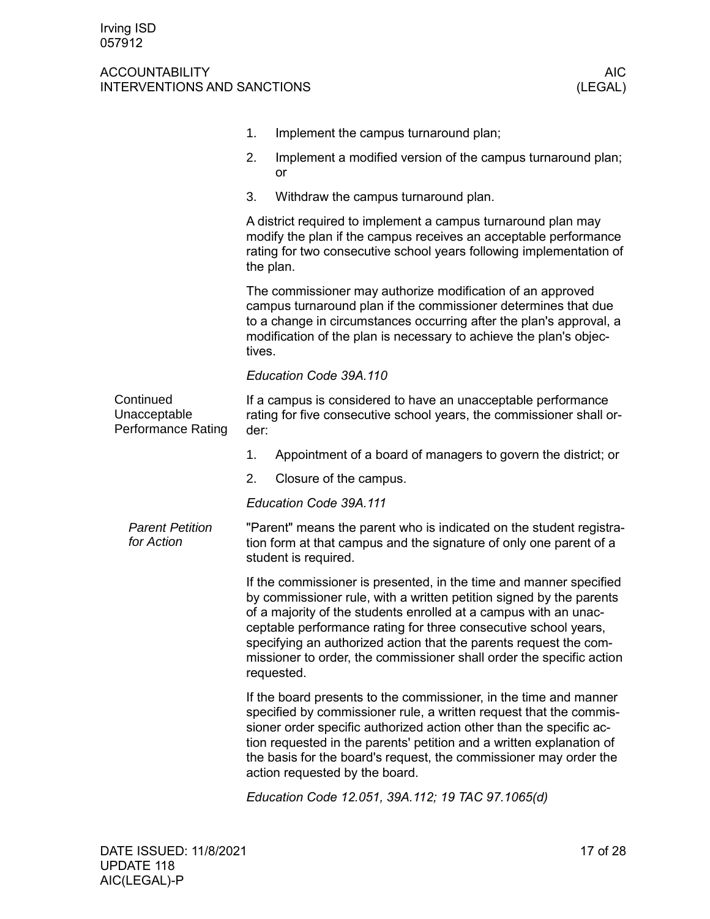1. Implement the campus turnaround plan;
2. Implement a modified version of the campus turnaround plan; or
3. Withdraw the campus turnaround plan.

A district required to implement a campus turnaround plan may modify the plan if the campus receives an acceptable performance rating for two consecutive school years following implementation of the plan.

The commissioner may authorize modification of an approved campus turnaround plan if the commissioner determines that due to a change in circumstances occurring after the plan's approval, a modification of the plan is necessary to achieve the plan's objectives.

*Education Code 39A.110*

## Continued Unacceptable Performance Rating

If a campus is considered to have an unacceptable performance rating for five consecutive school years, the commissioner shall order:

1. Appointment of a board of managers to govern the district; or
2. Closure of the campus.

*Education Code 39A.111*

### *Parent Petition for Action*

"Parent" means the parent who is indicated on the student registration form at that campus and the signature of only one parent of a student is required.

If the commissioner is presented, in the time and manner specified by commissioner rule, with a written petition signed by the parents of a majority of the students enrolled at a campus with an unacceptable performance rating for three consecutive school years, specifying an authorized action that the parents request the commissioner to order, the commissioner shall order the specific action requested.

If the board presents to the commissioner, in the time and manner specified by commissioner rule, a written request that the commissioner order specific authorized action other than the specific action requested in the parents' petition and a written explanation of the basis for the board's request, the commissioner may order the action requested by the board.

*Education Code 12.051, 39A.112; 19 TAC 97.1065(d)*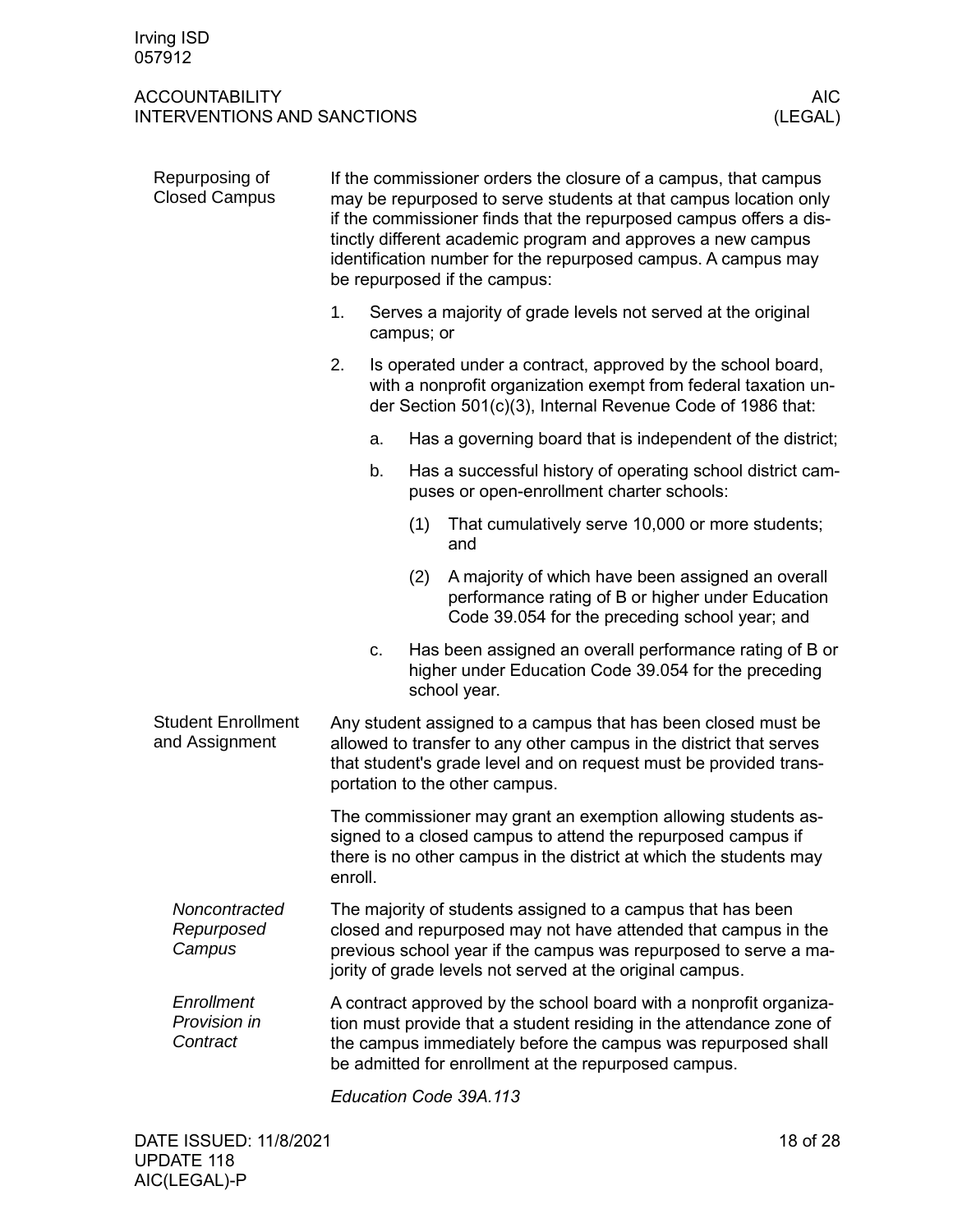## Repurposing of Closed Campus

If the commissioner orders the closure of a campus, that campus may be repurposed to serve students at that campus location only if the commissioner finds that the repurposed campus offers a distinctly different academic program and approves a new campus identification number for the repurposed campus. A campus may be repurposed if the campus:

1. Serves a majority of grade levels not served at the original campus; or
2. Is operated under a contract, approved by the school board, with a nonprofit organization exempt from federal taxation under Section 501(c)(3), Internal Revenue Code of 1986 that:
   a. Has a governing board that is independent of the district;
   b. Has a successful history of operating school district campuses or open-enrollment charter schools:
      (1) That cumulatively serve 10,000 or more students; and
      (2) A majority of which have been assigned an overall performance rating of B or higher under Education Code 39.054 for the preceding school year; and
   c. Has been assigned an overall performance rating of B or higher under Education Code 39.054 for the preceding school year.

## Student Enrollment and Assignment

Any student assigned to a campus that has been closed must be allowed to transfer to any other campus in the district that serves that student's grade level and on request must be provided transportation to the other campus.

The commissioner may grant an exemption allowing students assigned to a closed campus to attend the repurposed campus if there is no other campus in the district at which the students may enroll.

### *Noncontracted Repurposed Campus*

The majority of students assigned to a campus that has been closed and repurposed may not have attended that campus in the previous school year if the campus was repurposed to serve a majority of grade levels not served at the original campus.

### *Enrollment Provision in Contract*

A contract approved by the school board with a nonprofit organization must provide that a student residing in the attendance zone of the campus immediately before the campus was repurposed shall be admitted for enrollment at the repurposed campus.

*Education Code 39A.113*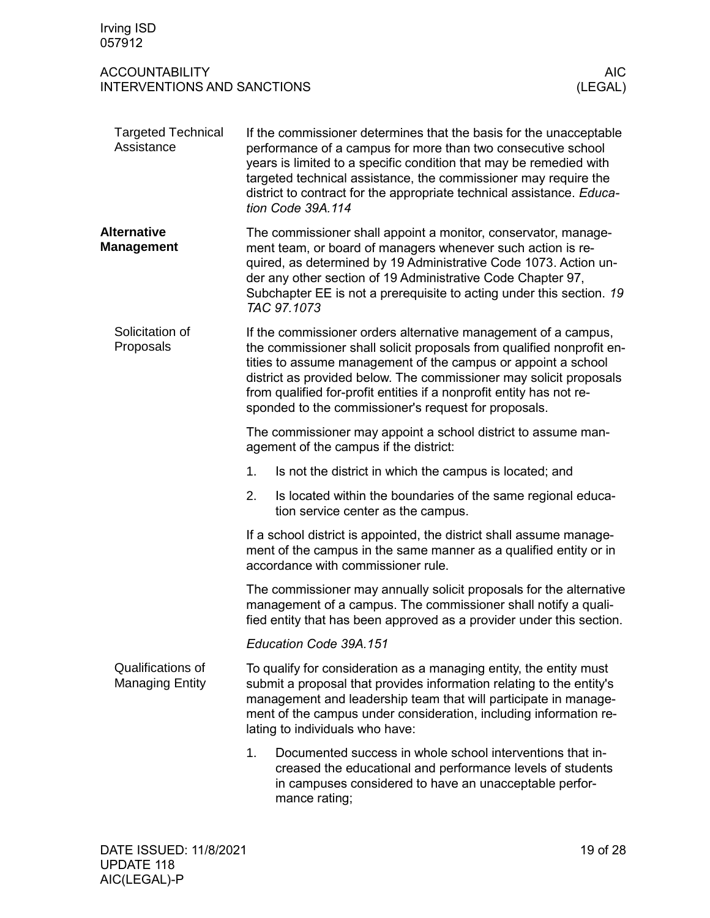### Targeted Technical Assistance

If the commissioner determines that the basis for the unacceptable performance of a campus for more than two consecutive school years is limited to a specific condition that may be remedied with targeted technical assistance, the commissioner may require the district to contract for the appropriate technical assistance. *Education Code 39A.114*

## Alternative Management

The commissioner shall appoint a monitor, conservator, management team, or board of managers whenever such action is required, as determined by 19 Administrative Code 1073. Action under any other section of 19 Administrative Code Chapter 97, Subchapter EE is not a prerequisite to acting under this section. *19 TAC 97.1073*

### Solicitation of Proposals

If the commissioner orders alternative management of a campus, the commissioner shall solicit proposals from qualified nonprofit entities to assume management of the campus or appoint a school district as provided below. The commissioner may solicit proposals from qualified for-profit entities if a nonprofit entity has not responded to the commissioner's request for proposals.

The commissioner may appoint a school district to assume management of the campus if the district:

1. Is not the district in which the campus is located; and
2. Is located within the boundaries of the same regional education service center as the campus.

If a school district is appointed, the district shall assume management of the campus in the same manner as a qualified entity or in accordance with commissioner rule.

The commissioner may annually solicit proposals for the alternative management of a campus. The commissioner shall notify a qualified entity that has been approved as a provider under this section.

*Education Code 39A.151*

### Qualifications of Managing Entity

To qualify for consideration as a managing entity, the entity must submit a proposal that provides information relating to the entity's management and leadership team that will participate in management of the campus under consideration, including information relating to individuals who have:

1. Documented success in whole school interventions that increased the educational and performance levels of students in campuses considered to have an unacceptable performance rating;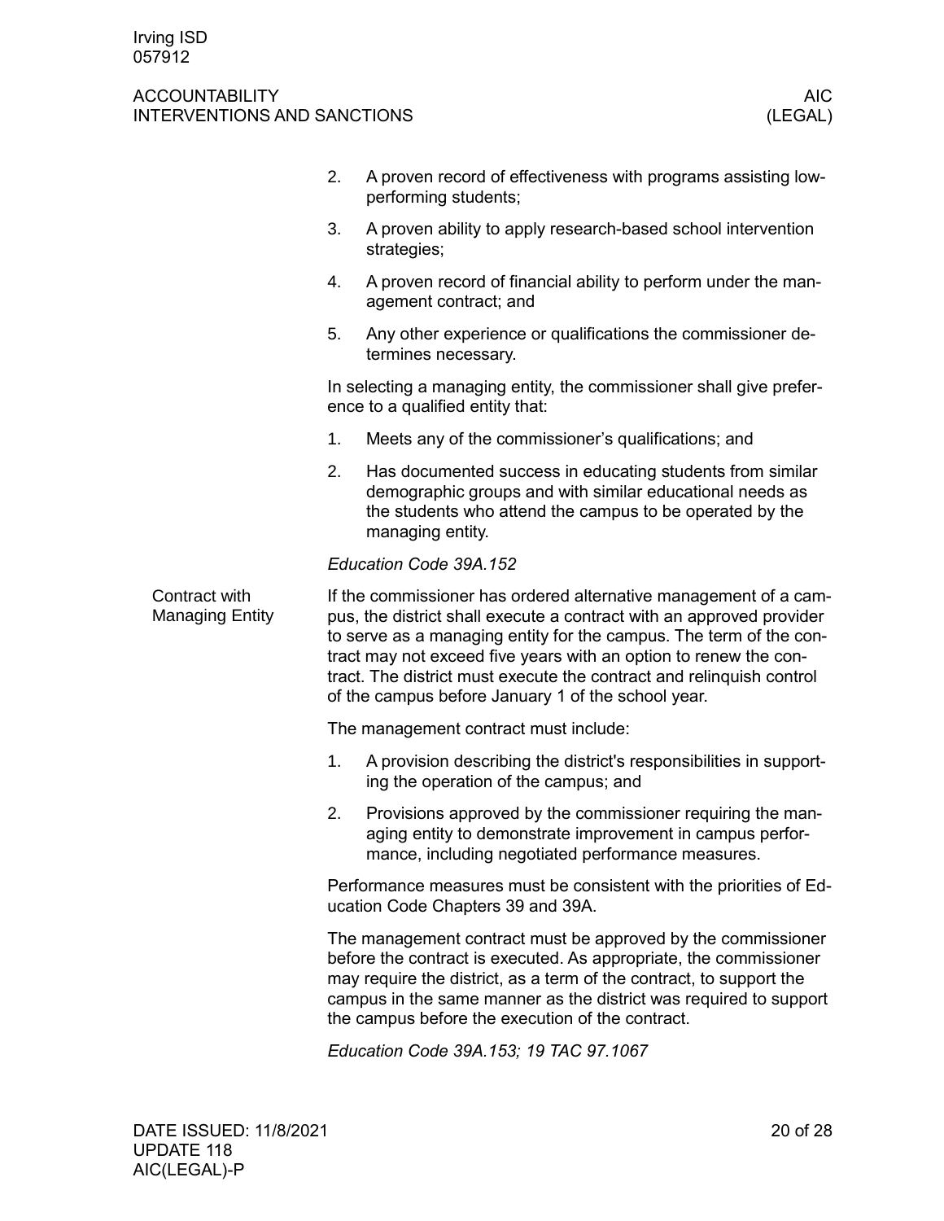2. A proven record of effectiveness with programs assisting low-performing students;
3. A proven ability to apply research-based school intervention strategies;
4. A proven record of financial ability to perform under the management contract; and
5. Any other experience or qualifications the commissioner determines necessary.

In selecting a managing entity, the commissioner shall give preference to a qualified entity that:

1. Meets any of the commissioner's qualifications; and
2. Has documented success in educating students from similar demographic groups and with similar educational needs as the students who attend the campus to be operated by the managing entity.

*Education Code 39A.152*

## Contract with Managing Entity

If the commissioner has ordered alternative management of a campus, the district shall execute a contract with an approved provider to serve as a managing entity for the campus. The term of the contract may not exceed five years with an option to renew the contract. The district must execute the contract and relinquish control of the campus before January 1 of the school year.

The management contract must include:

1. A provision describing the district's responsibilities in supporting the operation of the campus; and
2. Provisions approved by the commissioner requiring the managing entity to demonstrate improvement in campus performance, including negotiated performance measures.

Performance measures must be consistent with the priorities of Education Code Chapters 39 and 39A.

The management contract must be approved by the commissioner before the contract is executed. As appropriate, the commissioner may require the district, as a term of the contract, to support the campus in the same manner as the district was required to support the campus before the execution of the contract.

*Education Code 39A.153; 19 TAC 97.1067*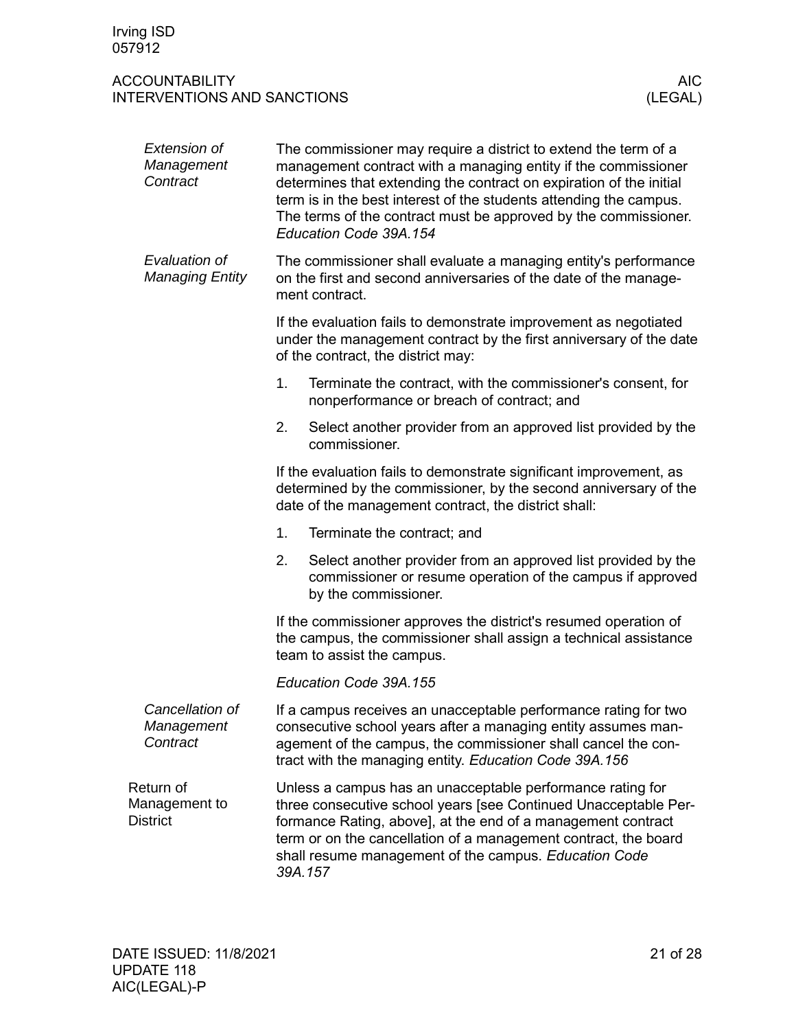### *Extension of Management Contract*

The commissioner may require a district to extend the term of a management contract with a managing entity if the commissioner determines that extending the contract on expiration of the initial term is in the best interest of the students attending the campus. The terms of the contract must be approved by the commissioner. *Education Code 39A.154*

### *Evaluation of Managing Entity*

The commissioner shall evaluate a managing entity's performance on the first and second anniversaries of the date of the management contract.

If the evaluation fails to demonstrate improvement as negotiated under the management contract by the first anniversary of the date of the contract, the district may:

1. Terminate the contract, with the commissioner's consent, for nonperformance or breach of contract; and
2. Select another provider from an approved list provided by the commissioner.

If the evaluation fails to demonstrate significant improvement, as determined by the commissioner, by the second anniversary of the date of the management contract, the district shall:

1. Terminate the contract; and
2. Select another provider from an approved list provided by the commissioner or resume operation of the campus if approved by the commissioner.

If the commissioner approves the district's resumed operation of the campus, the commissioner shall assign a technical assistance team to assist the campus.

*Education Code 39A.155*

### *Cancellation of Management Contract*

If a campus receives an unacceptable performance rating for two consecutive school years after a managing entity assumes management of the campus, the commissioner shall cancel the contract with the managing entity. *Education Code 39A.156*

## Return of Management to District

Unless a campus has an unacceptable performance rating for three consecutive school years [see Continued Unacceptable Performance Rating, above], at the end of a management contract term or on the cancellation of a management contract, the board shall resume management of the campus. *Education Code 39A.157*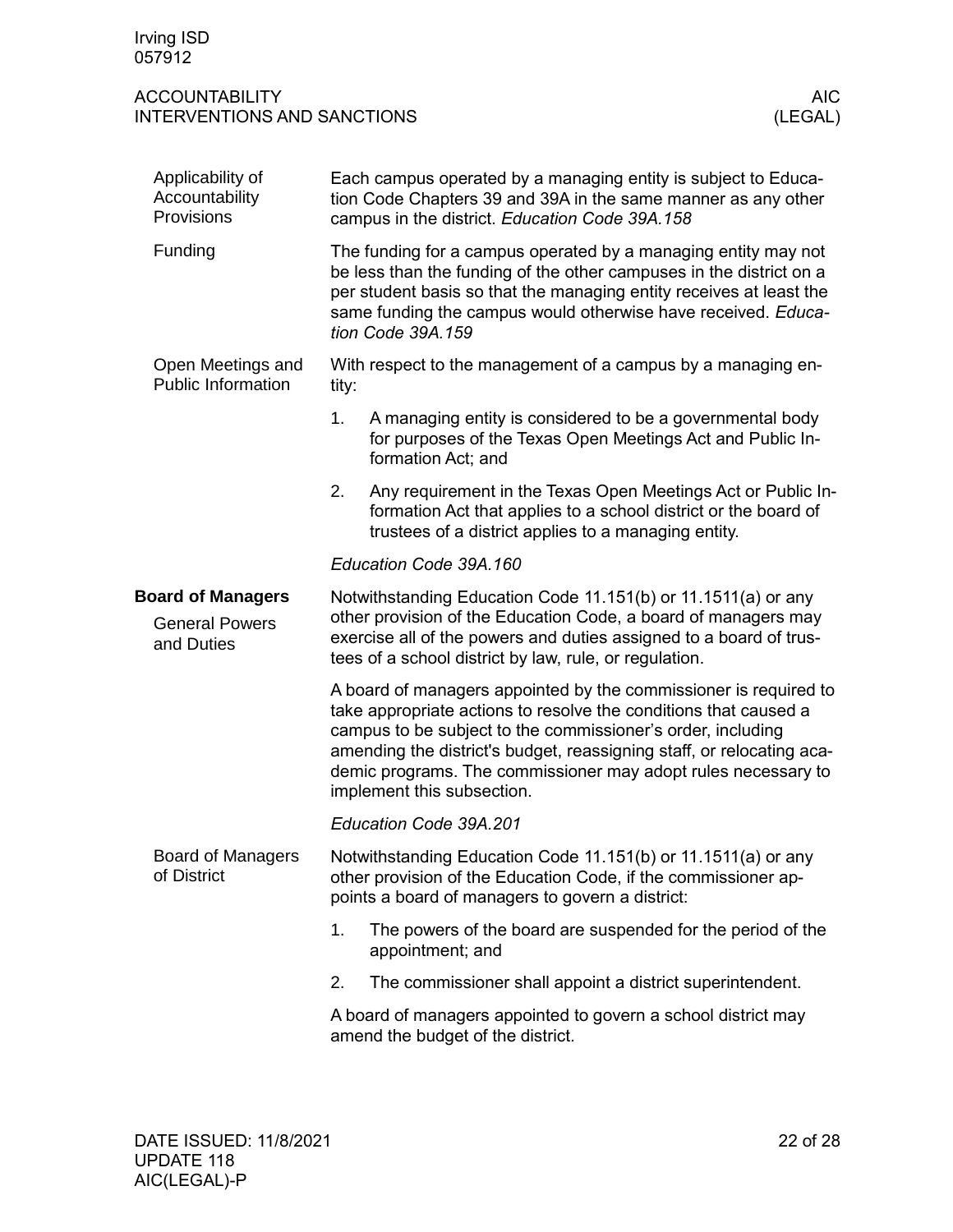#### Applicability of Accountability Provisions

Each campus operated by a managing entity is subject to Education Code Chapters 39 and 39A in the same manner as any other campus in the district. *Education Code 39A.158*

#### Funding

The funding for a campus operated by a managing entity may not be less than the funding of the other campuses in the district on a per student basis so that the managing entity receives at least the same funding the campus would otherwise have received. *Education Code 39A.159*

#### Open Meetings and Public Information

With respect to the management of a campus by a managing entity:

1. A managing entity is considered to be a governmental body for purposes of the Texas Open Meetings Act and Public Information Act; and
2. Any requirement in the Texas Open Meetings Act or Public Information Act that applies to a school district or the board of trustees of a district applies to a managing entity.

*Education Code 39A.160*

## Board of Managers

#### General Powers and Duties

Notwithstanding Education Code 11.151(b) or 11.1511(a) or any other provision of the Education Code, a board of managers may exercise all of the powers and duties assigned to a board of trustees of a school district by law, rule, or regulation.

A board of managers appointed by the commissioner is required to take appropriate actions to resolve the conditions that caused a campus to be subject to the commissioner's order, including amending the district's budget, reassigning staff, or relocating academic programs. The commissioner may adopt rules necessary to implement this subsection.

*Education Code 39A.201*

#### Board of Managers of District

Notwithstanding Education Code 11.151(b) or 11.1511(a) or any other provision of the Education Code, if the commissioner appoints a board of managers to govern a district:

1. The powers of the board are suspended for the period of the appointment; and
2. The commissioner shall appoint a district superintendent.

A board of managers appointed to govern a school district may amend the budget of the district.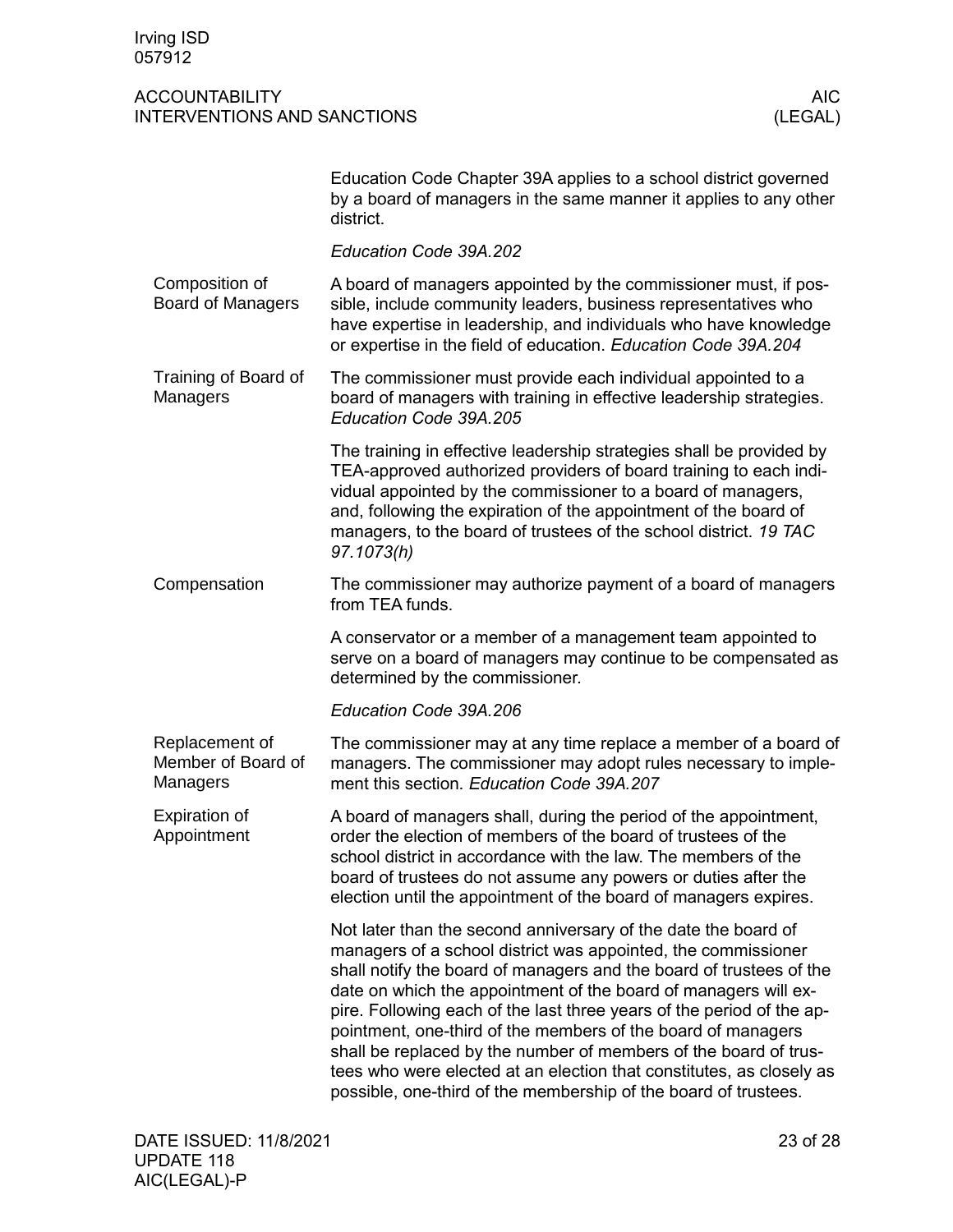Education Code Chapter 39A applies to a school district governed by a board of managers in the same manner it applies to any other district.

*Education Code 39A.202*

### Composition of Board of Managers

A board of managers appointed by the commissioner must, if possible, include community leaders, business representatives who have expertise in leadership, and individuals who have knowledge or expertise in the field of education. *Education Code 39A.204*

### Training of Board of Managers

The commissioner must provide each individual appointed to a board of managers with training in effective leadership strategies. *Education Code 39A.205*

The training in effective leadership strategies shall be provided by TEA-approved authorized providers of board training to each individual appointed by the commissioner to a board of managers, and, following the expiration of the appointment of the board of managers, to the board of trustees of the school district. *19 TAC 97.1073(h)*

### Compensation

The commissioner may authorize payment of a board of managers from TEA funds.

A conservator or a member of a management team appointed to serve on a board of managers may continue to be compensated as determined by the commissioner.

*Education Code 39A.206*

### Replacement of Member of Board of Managers

The commissioner may at any time replace a member of a board of managers. The commissioner may adopt rules necessary to implement this section. *Education Code 39A.207*

### Expiration of Appointment

A board of managers shall, during the period of the appointment, order the election of members of the board of trustees of the school district in accordance with the law. The members of the board of trustees do not assume any powers or duties after the election until the appointment of the board of managers expires.

Not later than the second anniversary of the date the board of managers of a school district was appointed, the commissioner shall notify the board of managers and the board of trustees of the date on which the appointment of the board of managers will expire. Following each of the last three years of the period of the appointment, one-third of the members of the board of managers shall be replaced by the number of members of the board of trustees who were elected at an election that constitutes, as closely as possible, one-third of the membership of the board of trustees.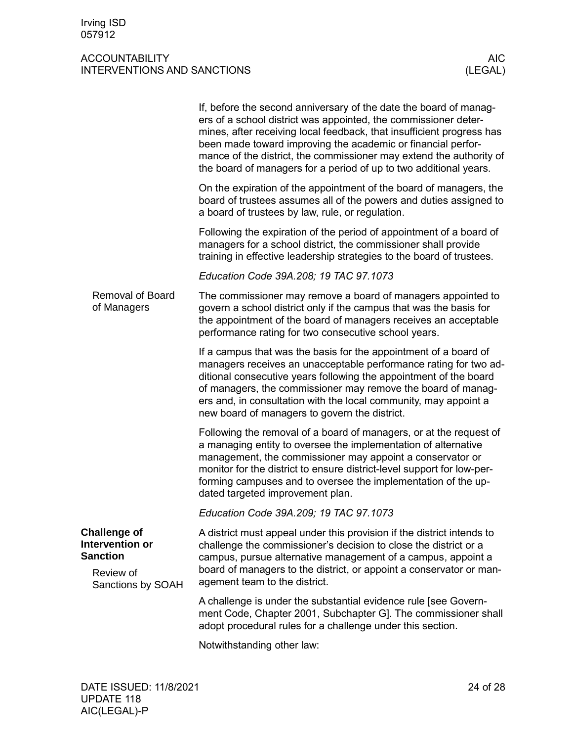If, before the second anniversary of the date the board of managers of a school district was appointed, the commissioner determines, after receiving local feedback, that insufficient progress has been made toward improving the academic or financial performance of the district, the commissioner may extend the authority of the board of managers for a period of up to two additional years.

On the expiration of the appointment of the board of managers, the board of trustees assumes all of the powers and duties assigned to a board of trustees by law, rule, or regulation.

Following the expiration of the period of appointment of a board of managers for a school district, the commissioner shall provide training in effective leadership strategies to the board of trustees.

*Education Code 39A.208; 19 TAC 97.1073*

#### Removal of Board of Managers

The commissioner may remove a board of managers appointed to govern a school district only if the campus that was the basis for the appointment of the board of managers receives an acceptable performance rating for two consecutive school years.

If a campus that was the basis for the appointment of a board of managers receives an unacceptable performance rating for two additional consecutive years following the appointment of the board of managers, the commissioner may remove the board of managers and, in consultation with the local community, may appoint a new board of managers to govern the district.

Following the removal of a board of managers, or at the request of a managing entity to oversee the implementation of alternative management, the commissioner may appoint a conservator or monitor for the district to ensure district-level support for low-performing campuses and to oversee the implementation of the updated targeted improvement plan.

*Education Code 39A.209; 19 TAC 97.1073*

### Challenge of Intervention or Sanction

#### Review of Sanctions by SOAH

A district must appeal under this provision if the district intends to challenge the commissioner's decision to close the district or a campus, pursue alternative management of a campus, appoint a board of managers to the district, or appoint a conservator or management team to the district.

A challenge is under the substantial evidence rule [see Government Code, Chapter 2001, Subchapter G]. The commissioner shall adopt procedural rules for a challenge under this section.

Notwithstanding other law: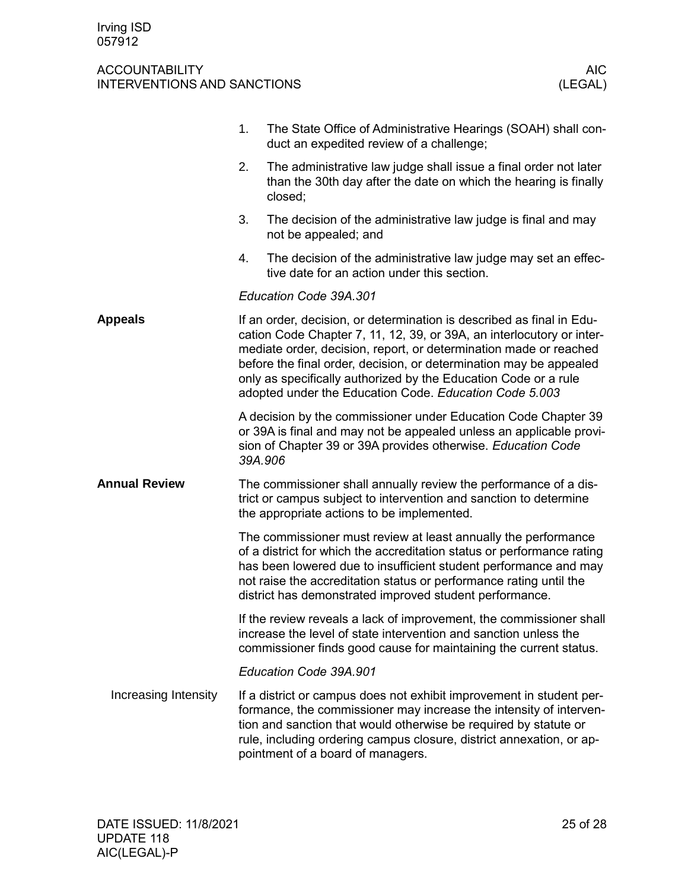1. The State Office of Administrative Hearings (SOAH) shall conduct an expedited review of a challenge;
2. The administrative law judge shall issue a final order not later than the 30th day after the date on which the hearing is finally closed;
3. The decision of the administrative law judge is final and may not be appealed; and
4. The decision of the administrative law judge may set an effective date for an action under this section.

*Education Code 39A.301*

## Appeals

If an order, decision, or determination is described as final in Education Code Chapter 7, 11, 12, 39, or 39A, an interlocutory or intermediate order, decision, report, or determination made or reached before the final order, decision, or determination may be appealed only as specifically authorized by the Education Code or a rule adopted under the Education Code. *Education Code 5.003*

A decision by the commissioner under Education Code Chapter 39 or 39A is final and may not be appealed unless an applicable provision of Chapter 39 or 39A provides otherwise. *Education Code 39A.906*

## Annual Review

The commissioner shall annually review the performance of a district or campus subject to intervention and sanction to determine the appropriate actions to be implemented.

The commissioner must review at least annually the performance of a district for which the accreditation status or performance rating has been lowered due to insufficient student performance and may not raise the accreditation status or performance rating until the district has demonstrated improved student performance.

If the review reveals a lack of improvement, the commissioner shall increase the level of state intervention and sanction unless the commissioner finds good cause for maintaining the current status.

*Education Code 39A.901*

### Increasing Intensity

If a district or campus does not exhibit improvement in student performance, the commissioner may increase the intensity of intervention and sanction that would otherwise be required by statute or rule, including ordering campus closure, district annexation, or appointment of a board of managers.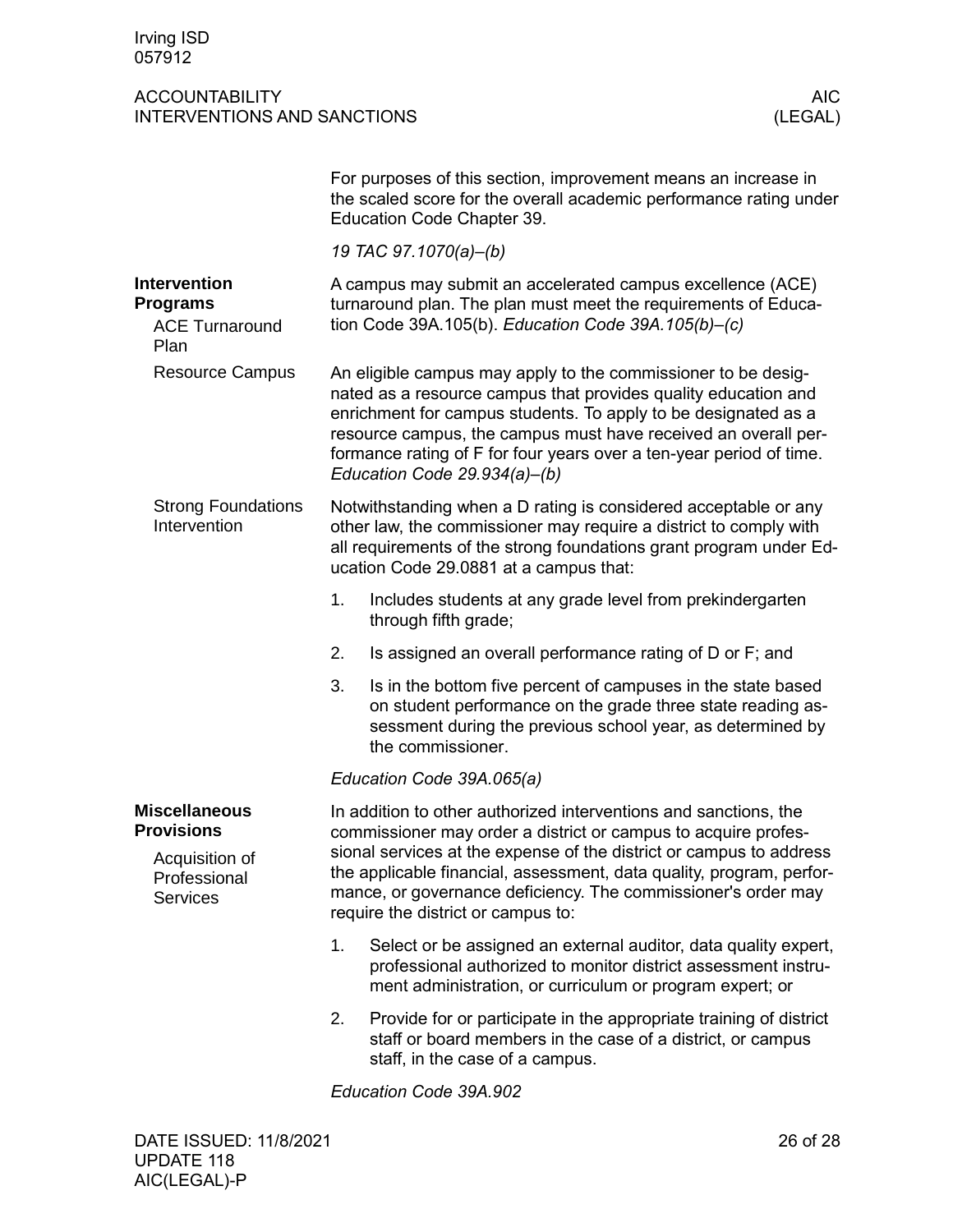For purposes of this section, improvement means an increase in the scaled score for the overall academic performance rating under Education Code Chapter 39.

*19 TAC 97.1070(a)–(b)*

## Intervention Programs

### ACE Turnaround Plan

A campus may submit an accelerated campus excellence (ACE) turnaround plan. The plan must meet the requirements of Education Code 39A.105(b). *Education Code 39A.105(b)–(c)*

### Resource Campus

An eligible campus may apply to the commissioner to be designated as a resource campus that provides quality education and enrichment for campus students. To apply to be designated as a resource campus, the campus must have received an overall performance rating of F for four years over a ten-year period of time. *Education Code 29.934(a)–(b)*

### Strong Foundations Intervention

Notwithstanding when a D rating is considered acceptable or any other law, the commissioner may require a district to comply with all requirements of the strong foundations grant program under Education Code 29.0881 at a campus that:

1. Includes students at any grade level from prekindergarten through fifth grade;
2. Is assigned an overall performance rating of D or F; and
3. Is in the bottom five percent of campuses in the state based on student performance on the grade three state reading assessment during the previous school year, as determined by the commissioner.

*Education Code 39A.065(a)*

## Miscellaneous Provisions

### Acquisition of Professional Services

In addition to other authorized interventions and sanctions, the commissioner may order a district or campus to acquire professional services at the expense of the district or campus to address the applicable financial, assessment, data quality, program, performance, or governance deficiency. The commissioner's order may require the district or campus to:

1. Select or be assigned an external auditor, data quality expert, professional authorized to monitor district assessment instrument administration, or curriculum or program expert; or
2. Provide for or participate in the appropriate training of district staff or board members in the case of a district, or campus staff, in the case of a campus.

*Education Code 39A.902*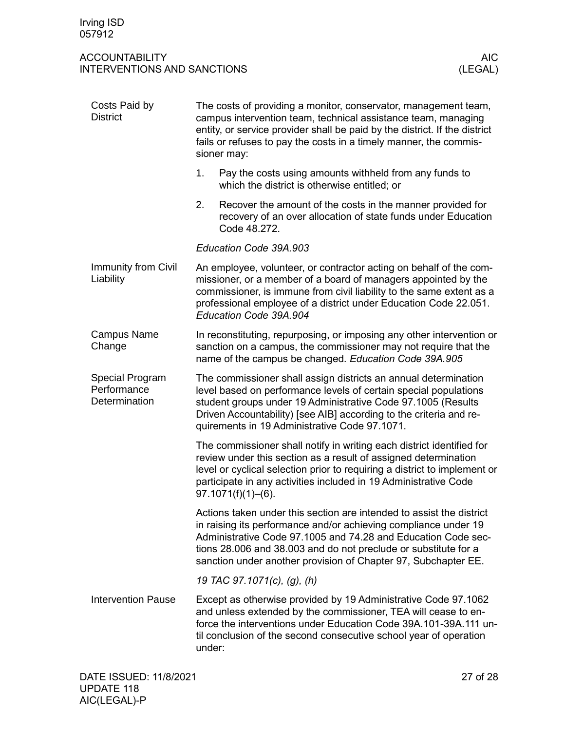## Costs Paid by District

The costs of providing a monitor, conservator, management team, campus intervention team, technical assistance team, managing entity, or service provider shall be paid by the district. If the district fails or refuses to pay the costs in a timely manner, the commissioner may:

1. Pay the costs using amounts withheld from any funds to which the district is otherwise entitled; or
2. Recover the amount of the costs in the manner provided for recovery of an over allocation of state funds under Education Code 48.272.

*Education Code 39A.903*

## Immunity from Civil Liability

An employee, volunteer, or contractor acting on behalf of the commissioner, or a member of a board of managers appointed by the commissioner, is immune from civil liability to the same extent as a professional employee of a district under Education Code 22.051. *Education Code 39A.904*

## Campus Name Change

In reconstituting, repurposing, or imposing any other intervention or sanction on a campus, the commissioner may not require that the name of the campus be changed. *Education Code 39A.905*

## Special Program Performance Determination

The commissioner shall assign districts an annual determination level based on performance levels of certain special populations student groups under 19 Administrative Code 97.1005 (Results Driven Accountability) [see AIB] according to the criteria and requirements in 19 Administrative Code 97.1071.

The commissioner shall notify in writing each district identified for review under this section as a result of assigned determination level or cyclical selection prior to requiring a district to implement or participate in any activities included in 19 Administrative Code 97.1071(f)(1)–(6).

Actions taken under this section are intended to assist the district in raising its performance and/or achieving compliance under 19 Administrative Code 97.1005 and 74.28 and Education Code sections 28.006 and 38.003 and do not preclude or substitute for a sanction under another provision of Chapter 97, Subchapter EE.

*19 TAC 97.1071(c), (g), (h)*

## Intervention Pause

Except as otherwise provided by 19 Administrative Code 97.1062 and unless extended by the commissioner, TEA will cease to enforce the interventions under Education Code 39A.101-39A.111 until conclusion of the second consecutive school year of operation under: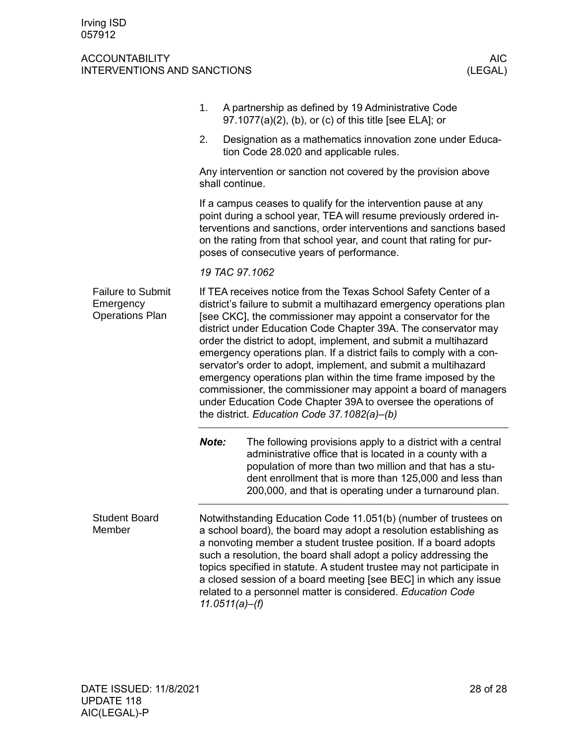1. A partnership as defined by 19 Administrative Code 97.1077(a)(2), (b), or (c) of this title [see ELA]; or
2. Designation as a mathematics innovation zone under Education Code 28.020 and applicable rules.

Any intervention or sanction not covered by the provision above shall continue.

If a campus ceases to qualify for the intervention pause at any point during a school year, TEA will resume previously ordered interventions and sanctions, order interventions and sanctions based on the rating from that school year, and count that rating for purposes of consecutive years of performance.

*19 TAC 97.1062*

## Failure to Submit Emergency Operations Plan

If TEA receives notice from the Texas School Safety Center of a district's failure to submit a multihazard emergency operations plan [see CKC], the commissioner may appoint a conservator for the district under Education Code Chapter 39A. The conservator may order the district to adopt, implement, and submit a multihazard emergency operations plan. If a district fails to comply with a conservator's order to adopt, implement, and submit a multihazard emergency operations plan within the time frame imposed by the commissioner, the commissioner may appoint a board of managers under Education Code Chapter 39A to oversee the operations of the district. *Education Code 37.1082(a)–(b)*

---

***Note:*** The following provisions apply to a district with a central administrative office that is located in a county with a population of more than two million and that has a student enrollment that is more than 125,000 and less than 200,000, and that is operating under a turnaround plan.

---

## Student Board Member

Notwithstanding Education Code 11.051(b) (number of trustees on a school board), the board may adopt a resolution establishing as a nonvoting member a student trustee position. If a board adopts such a resolution, the board shall adopt a policy addressing the topics specified in statute. A student trustee may not participate in a closed session of a board meeting [see BEC] in which any issue related to a personnel matter is considered. *Education Code 11.0511(a)–(f)*